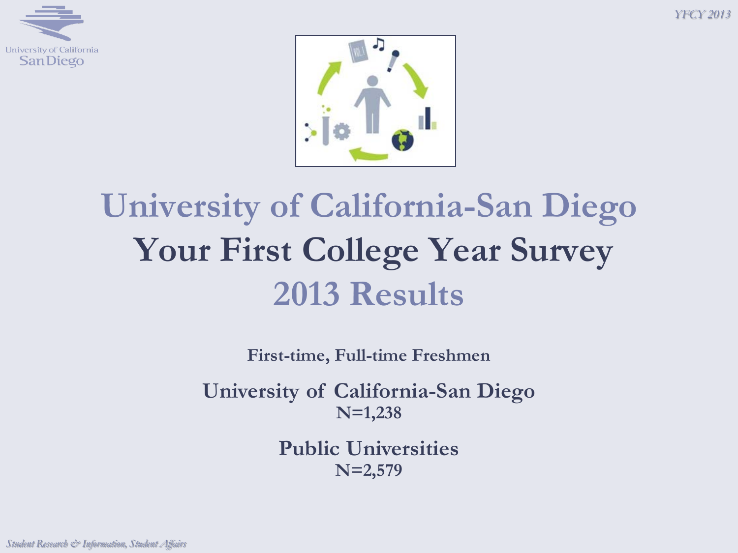# University of California-San Diego

# Your First College Year Survey

# 2013 Results

**First-time, Full-time Freshmen**

**University of California-San Diego**
**N=1,238**

**Public Universities**
**N=2,579**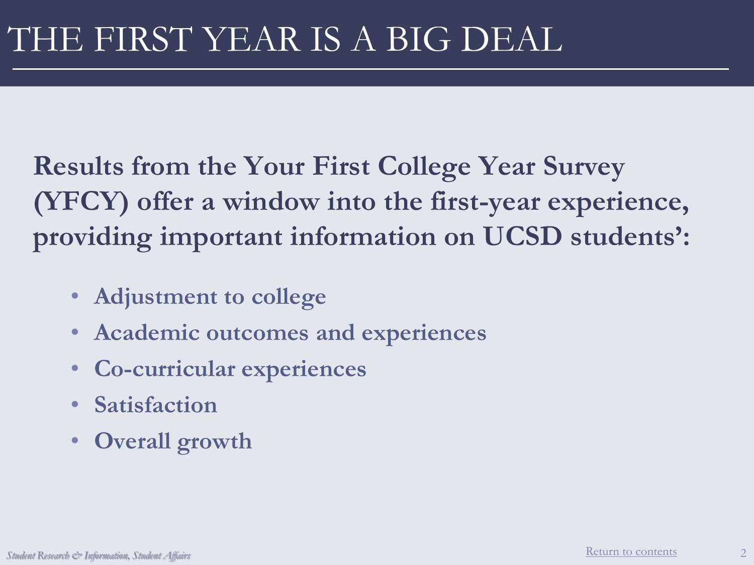# THE FIRST YEAR IS A BIG DEAL

**Results from the Your First College Year Survey (YFCY) offer a window into the first-year experience, providing important information on UCSD students':**

- **Adjustment to college**
- **Academic outcomes and experiences**
- **Co-curricular experiences**
- **Satisfaction**
- **Overall growth**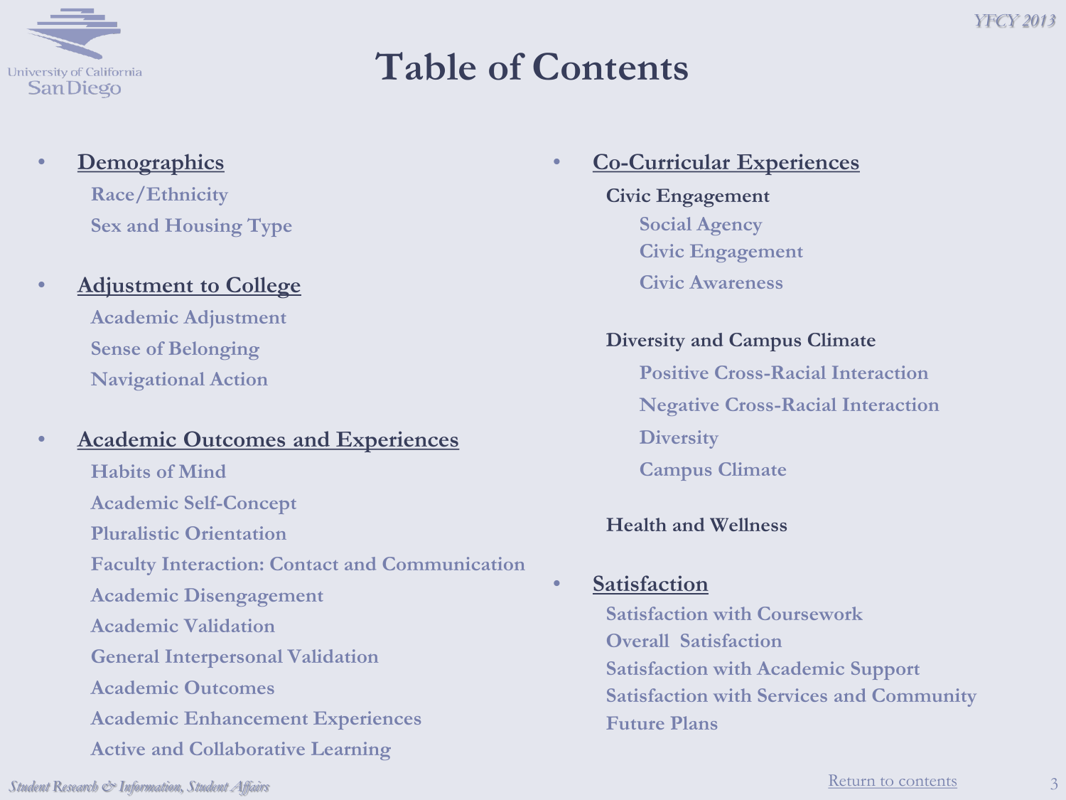# Table of Contents

- **Demographics**
  - Race/Ethnicity
  - Sex and Housing Type

- **Adjustment to College**
  - Academic Adjustment
  - Sense of Belonging
  - Navigational Action

- **Academic Outcomes and Experiences**
  - Habits of Mind
  - Academic Self-Concept
  - Pluralistic Orientation
  - Faculty Interaction: Contact and Communication
  - Academic Disengagement
  - Academic Validation
  - General Interpersonal Validation
  - Academic Outcomes
  - Academic Enhancement Experiences
  - Active and Collaborative Learning

- **Co-Curricular Experiences**
  - Civic Engagement
    - Social Agency
    - Civic Engagement
    - Civic Awareness
  - Diversity and Campus Climate
    - Positive Cross-Racial Interaction
    - Negative Cross-Racial Interaction
    - Diversity
    - Campus Climate
  - Health and Wellness

- **Satisfaction**
  - Satisfaction with Coursework
  - Overall Satisfaction
  - Satisfaction with Academic Support
  - Satisfaction with Services and Community
  - Future Plans

Return to contents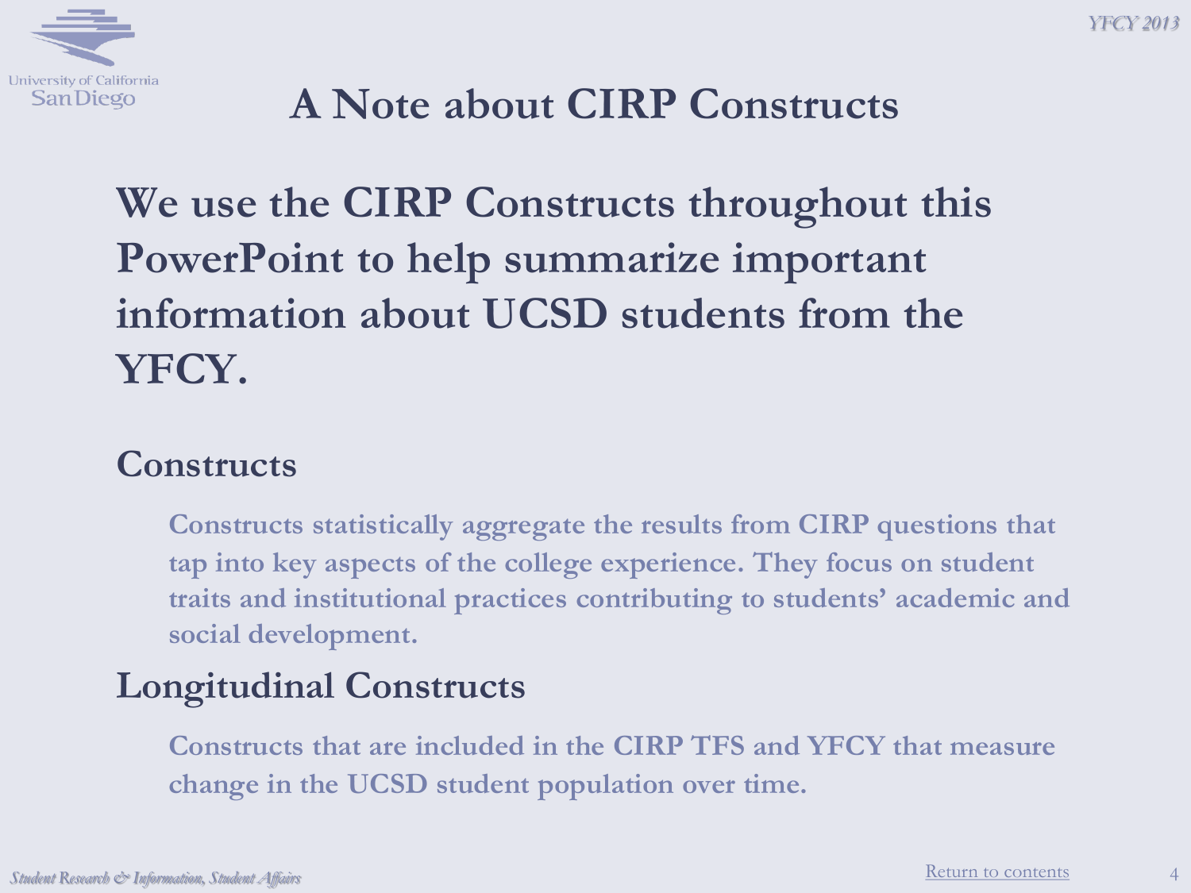# A Note about CIRP Constructs

## We use the CIRP Constructs throughout this PowerPoint to help summarize important information about UCSD students from the YFCY.

### Constructs

Constructs statistically aggregate the results from CIRP questions that tap into key aspects of the college experience. They focus on student traits and institutional practices contributing to students' academic and social development.

### Longitudinal Constructs

Constructs that are included in the CIRP TFS and YFCY that measure change in the UCSD student population over time.

Return to contents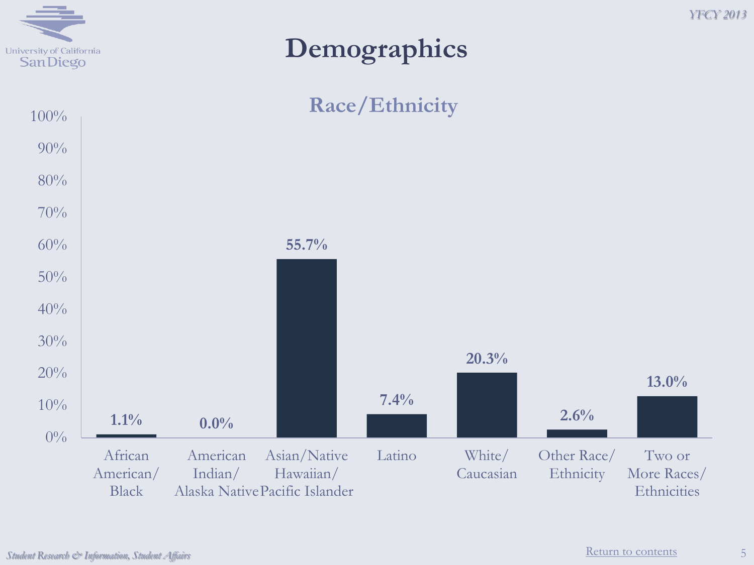# Demographics

## Race/Ethnicity

| Race/Ethnicity | Percentage |
| --- | --- |
| African American/Black | 1.1% |
| American Indian/Alaska Native | 0.0% |
| Asian/Native Hawaiian/Pacific Islander | 55.7% |
| Latino | 7.4% |
| White/Caucasian | 20.3% |
| Other Race/Ethnicity | 2.6% |
| Two or More Races/Ethnicities | 13.0% |

Return to contents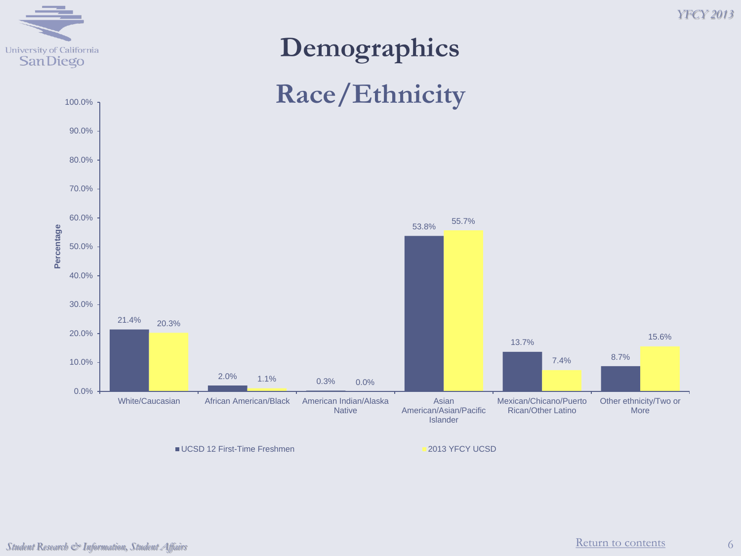# Demographics

## Race/Ethnicity

| Race/Ethnicity | UCSD 12 First-Time Freshmen | 2013 YFCY UCSD |
|---|---|---|
| White/Caucasian | 21.4% | 20.3% |
| African American/Black | 2.0% | 1.1% |
| American Indian/Alaska Native | 0.3% | 0.0% |
| Asian American/Asian/Pacific Islander | 53.8% | 55.7% |
| Mexican/Chicano/Puerto Rican/Other Latino | 13.7% | 7.4% |
| Other ethnicity/Two or More | 8.7% | 15.6% |

Return to contents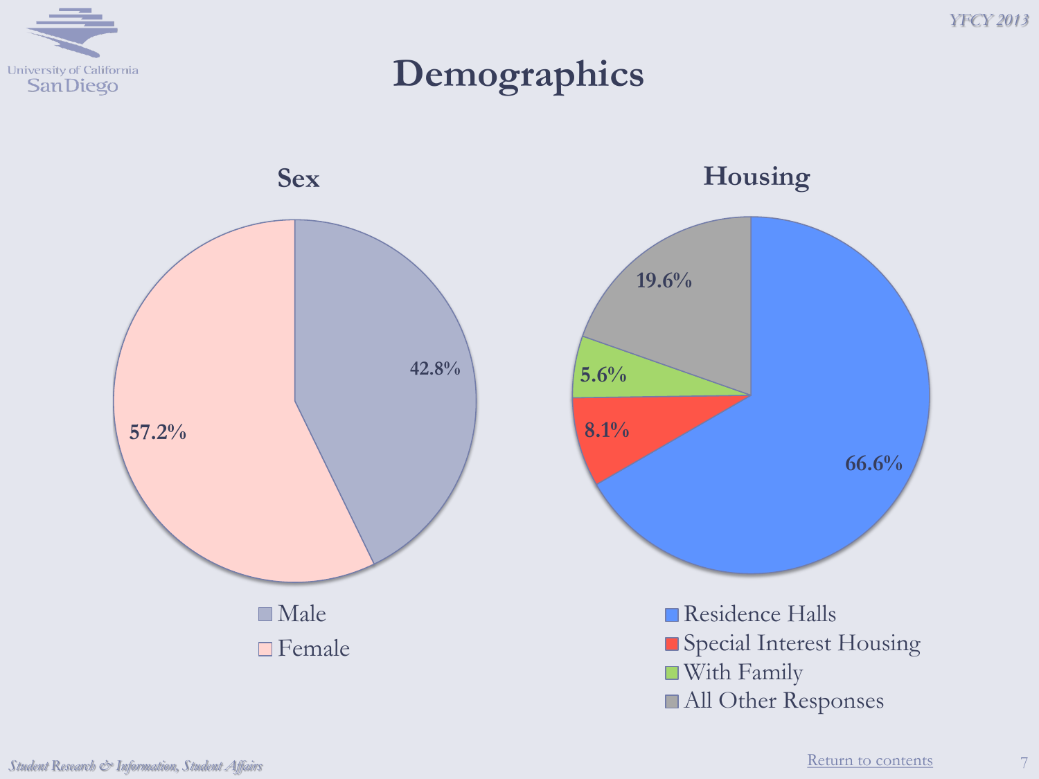# Demographics

## Sex

| Sex | Percent |
|---|---|
| Male | 42.8% |
| Female | 57.2% |

## Housing

| Housing | Percent |
|---|---|
| Residence Halls | 66.6% |
| Special Interest Housing | 8.1% |
| With Family | 5.6% |
| All Other Responses | 19.6% |

Return to contents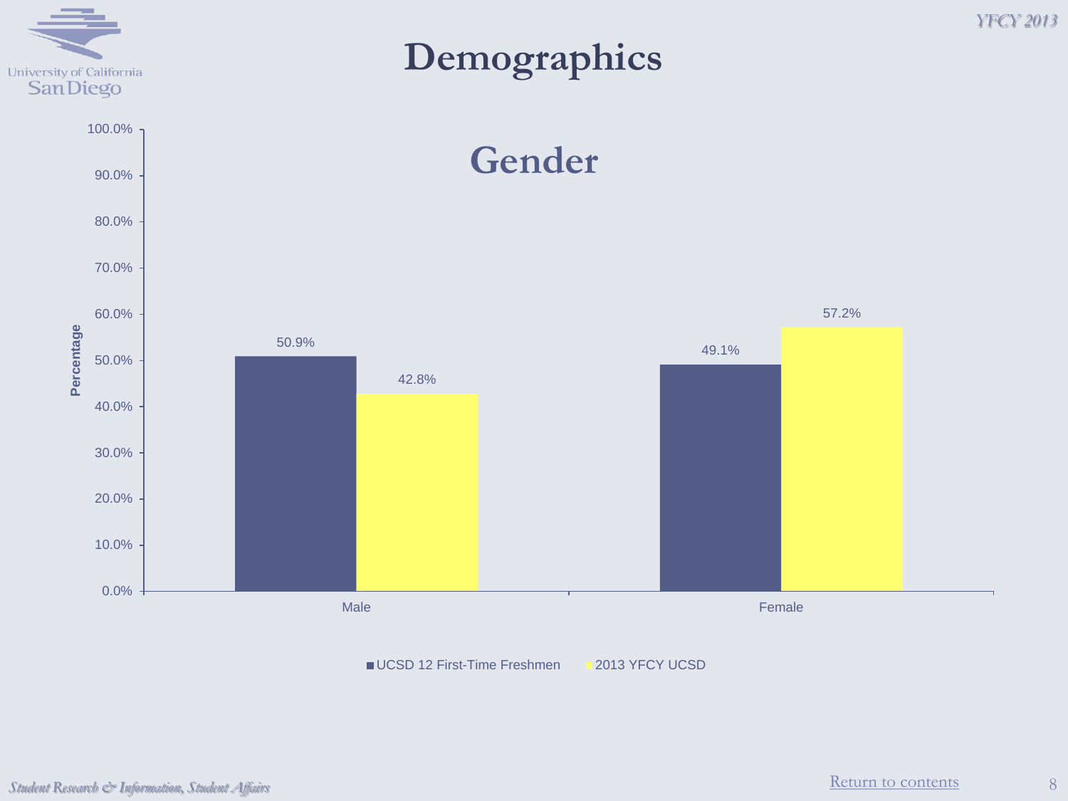# Demographics

## Gender

| | UCSD 12 First-Time Freshmen | 2013 YFCY UCSD |
|---|---|---|
| Male | 50.9% | 42.8% |
| Female | 49.1% | 57.2% |

Return to contents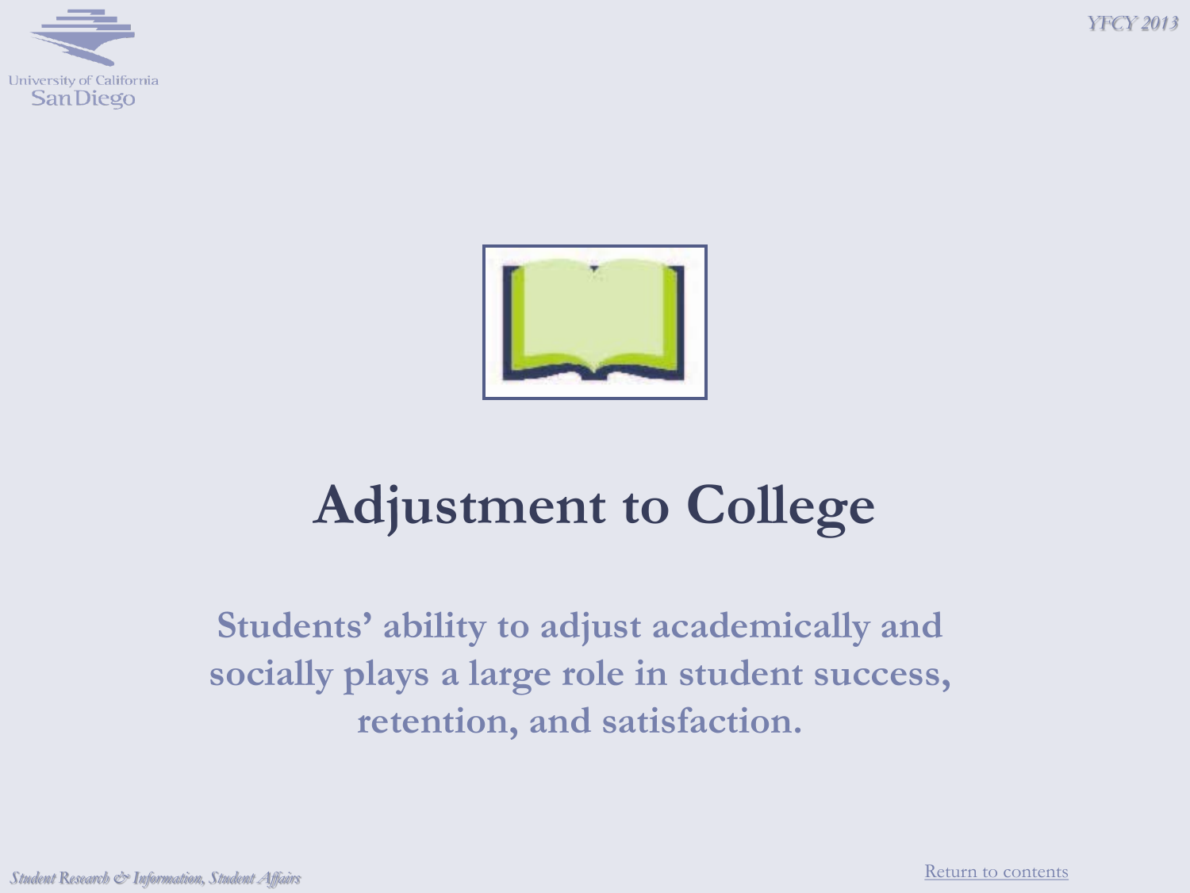# Adjustment to College

**Students' ability to adjust academically and socially plays a large role in student success, retention, and satisfaction.**

Return to contents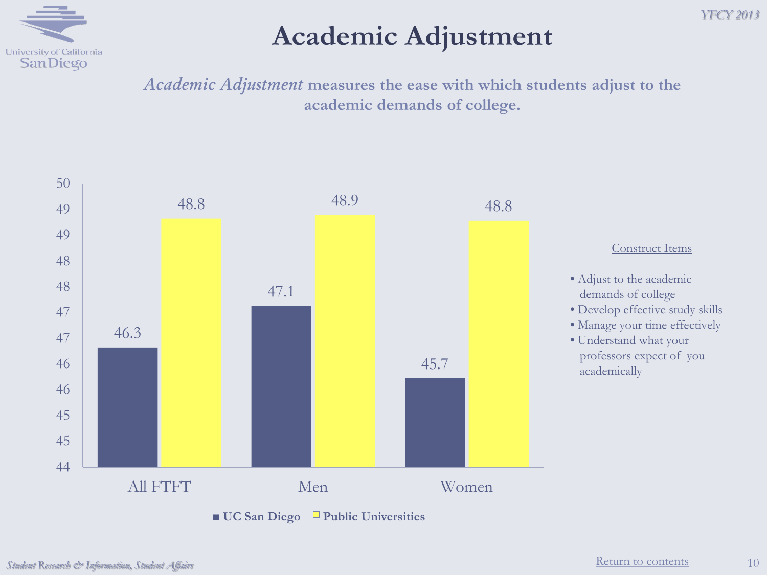# Academic Adjustment

***Academic Adjustment*** **measures the ease with which students adjust to the academic demands of college.**

| | UC San Diego | Public Universities |
|---|---|---|
| All FTFT | 46.3 | 48.8 |
| Men | 47.1 | 48.9 |
| Women | 45.7 | 48.8 |

Construct Items

- Adjust to the academic demands of college
- Develop effective study skills
- Manage your time effectively
- Understand what your professors expect of you academically

Return to contents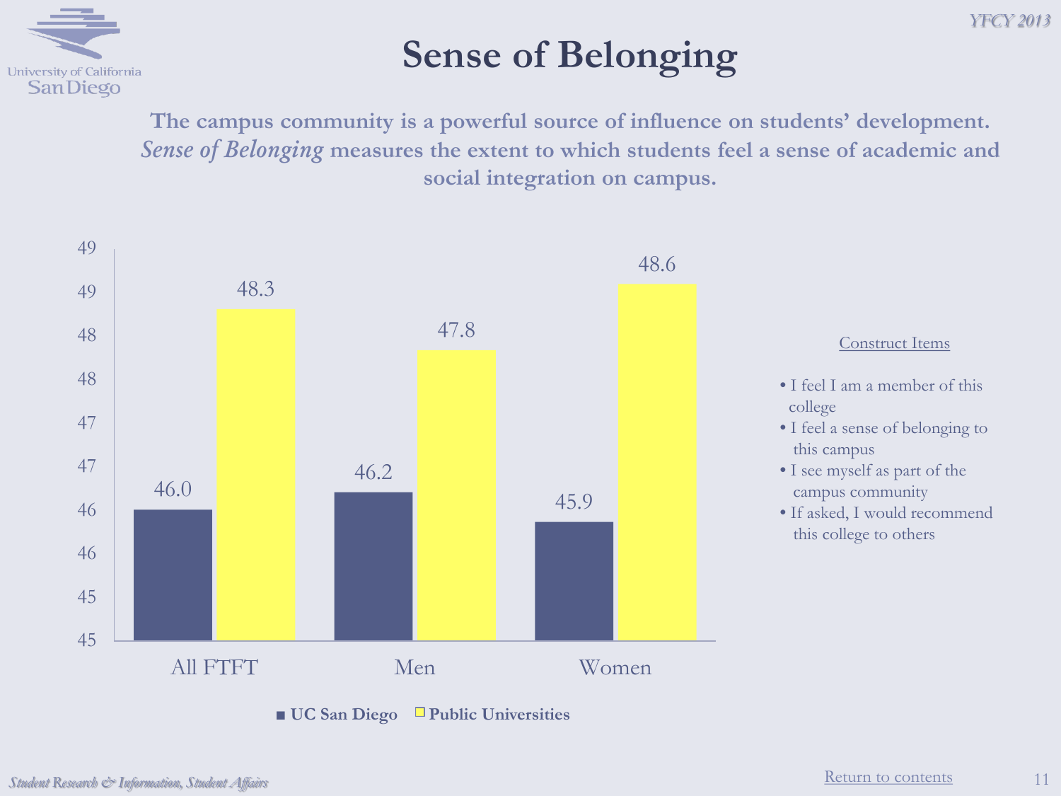# Sense of Belonging

**The campus community is a powerful source of influence on students' development. *Sense of Belonging* measures the extent to which students feel a sense of academic and social integration on campus.**

| | UC San Diego | Public Universities |
|---|---|---|
| All FTFT | 46.0 | 48.3 |
| Men | 46.2 | 47.8 |
| Women | 45.9 | 48.6 |

Construct Items

- I feel I am a member of this college
- I feel a sense of belonging to this campus
- I see myself as part of the campus community
- If asked, I would recommend this college to others

Return to contents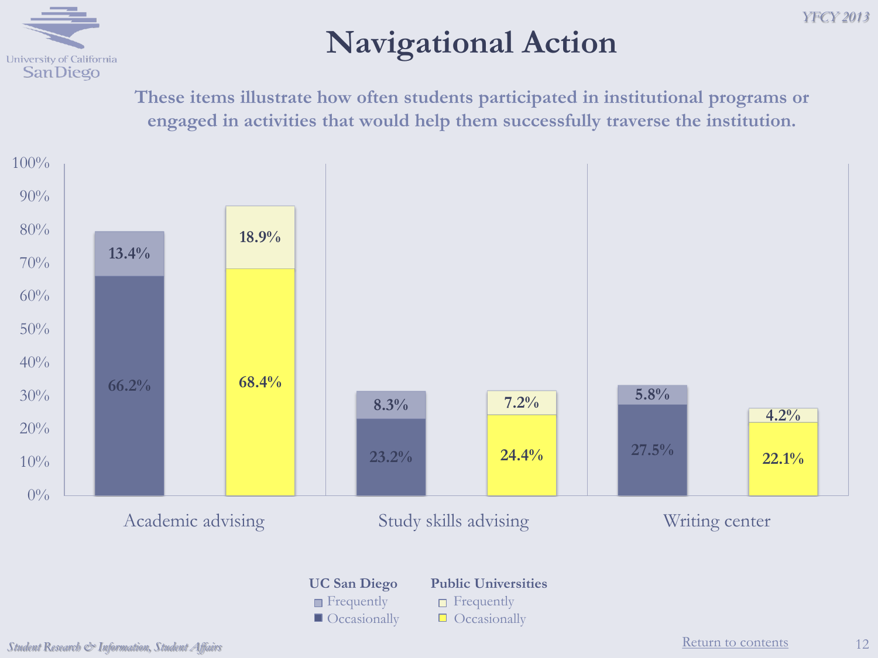# Navigational Action

**These items illustrate how often students participated in institutional programs or engaged in activities that would help them successfully traverse the institution.**

| | UC San Diego Occasionally | UC San Diego Frequently | Public Universities Occasionally | Public Universities Frequently |
|---|---|---|---|---|
| Academic advising | 66.2% | 13.4% | 68.4% | 18.9% |
| Study skills advising | 23.2% | 8.3% | 24.4% | 7.2% |
| Writing center | 27.5% | 5.8% | 22.1% | 4.2% |

Return to contents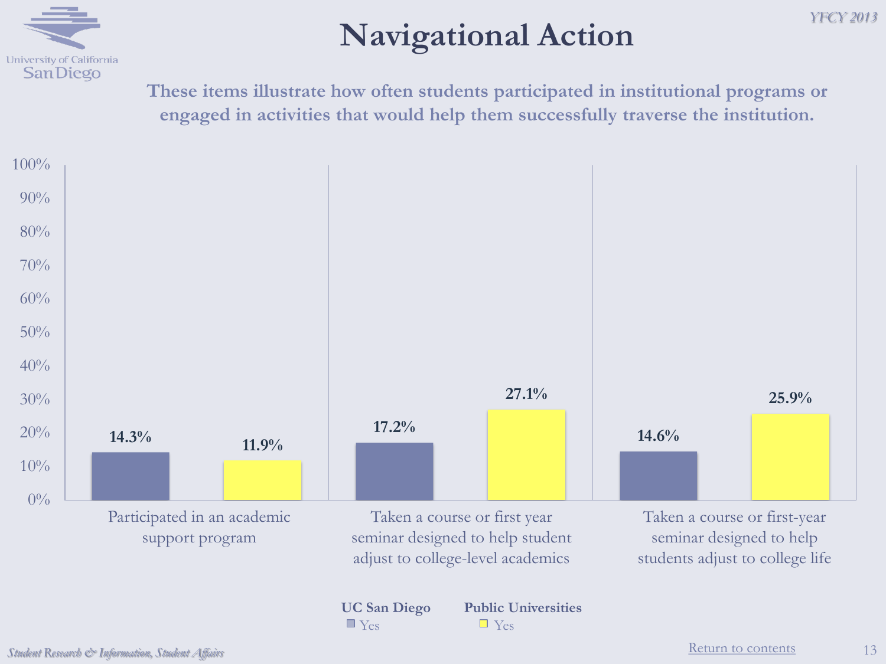# Navigational Action

**These items illustrate how often students participated in institutional programs or engaged in activities that would help them successfully traverse the institution.**

| | UC San Diego (Yes) | Public Universities (Yes) |
|---|---|---|
| Participated in an academic support program | 14.3% | 11.9% |
| Taken a course or first year seminar designed to help student adjust to college-level academics | 17.2% | 27.1% |
| Taken a course or first-year seminar designed to help students adjust to college life | 14.6% | 25.9% |

*Student Research & Information, Student Affairs*

Return to contents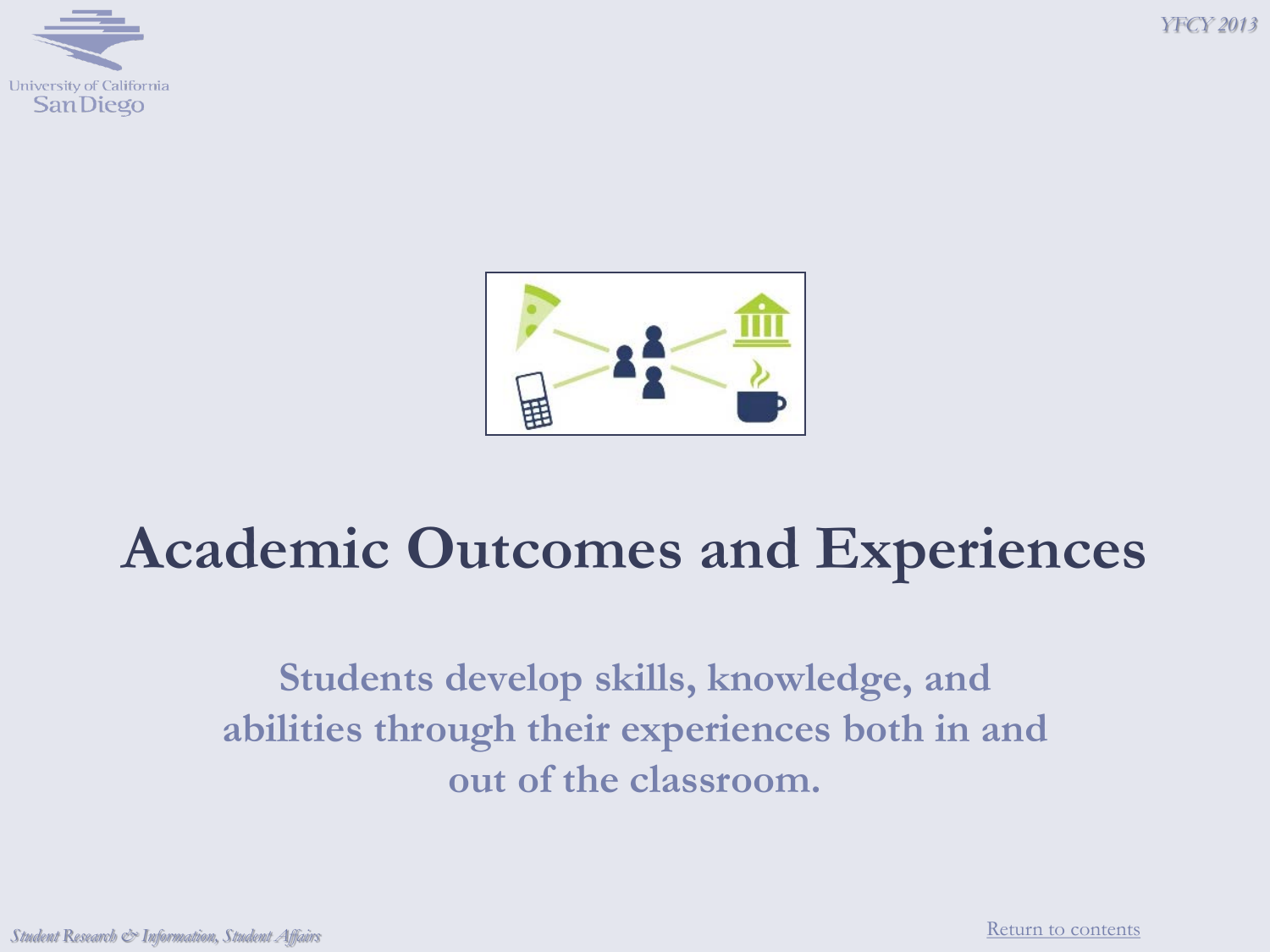# Academic Outcomes and Experiences

**Students develop skills, knowledge, and abilities through their experiences both in and out of the classroom.**

Return to contents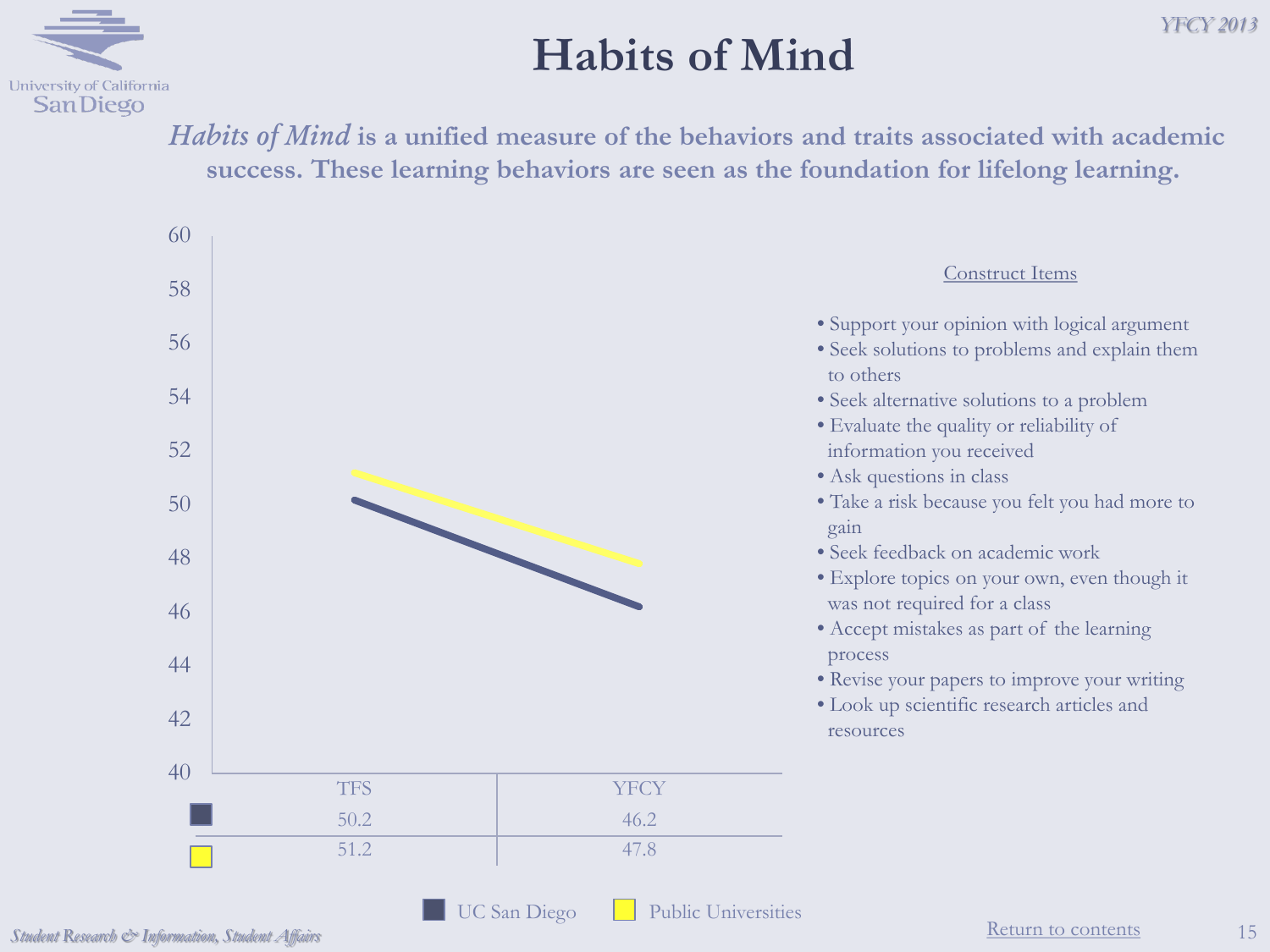# Habits of Mind

***Habits of Mind*** **is a unified measure of the behaviors and traits associated with academic success. These learning behaviors are seen as the foundation for lifelong learning.**

| | TFS | YFCY |
|---|---|---|
| UC San Diego | 50.2 | 46.2 |
| Public Universities | 51.2 | 47.8 |

Construct Items

- Support your opinion with logical argument
- Seek solutions to problems and explain them to others
- Seek alternative solutions to a problem
- Evaluate the quality or reliability of information you received
- Ask questions in class
- Take a risk because you felt you had more to gain
- Seek feedback on academic work
- Explore topics on your own, even though it was not required for a class
- Accept mistakes as part of the learning process
- Revise your papers to improve your writing
- Look up scientific research articles and resources

Return to contents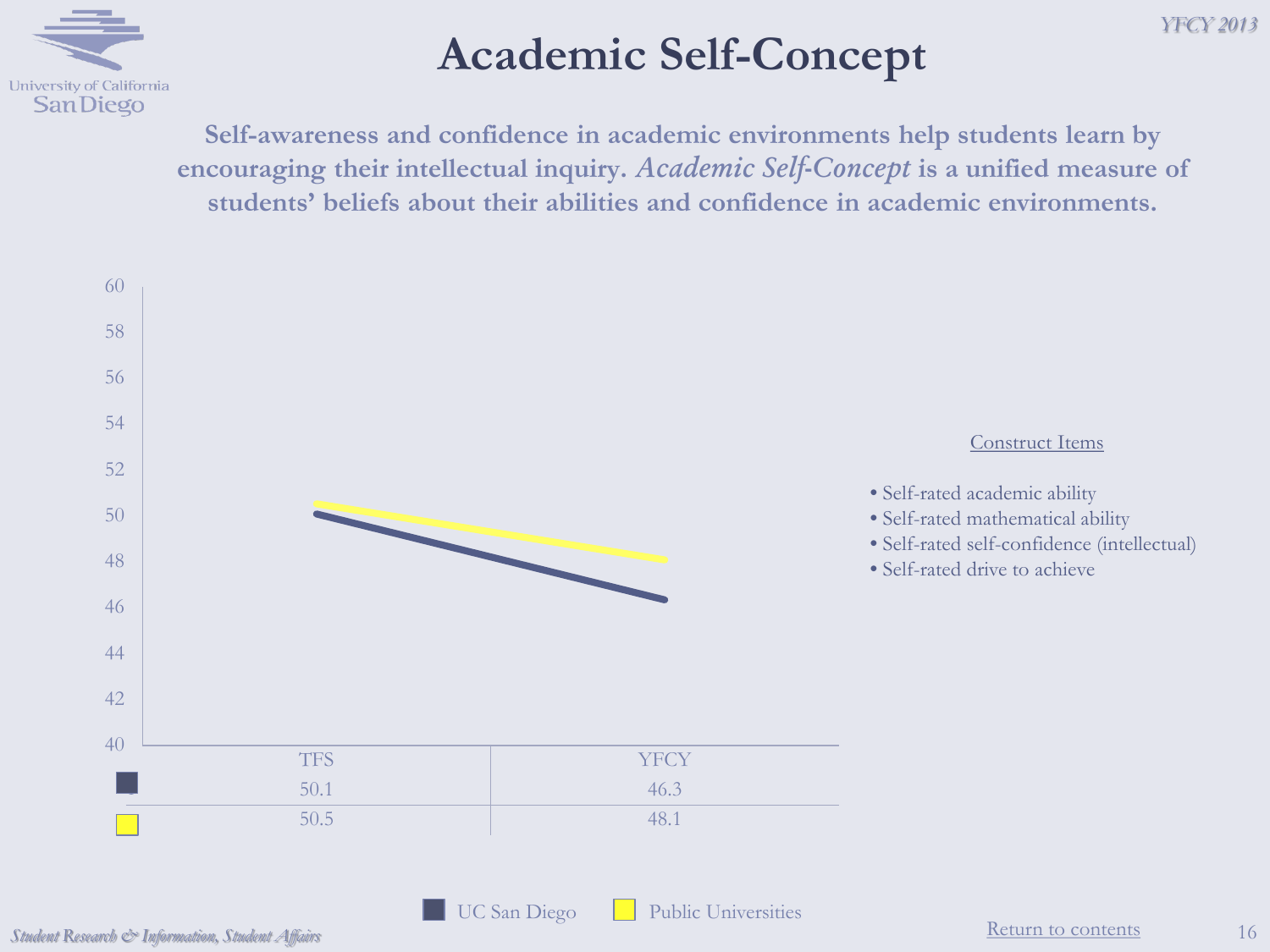# Academic Self-Concept

**Self-awareness and confidence in academic environments help students learn by encouraging their intellectual inquiry. *Academic Self-Concept* is a unified measure of students' beliefs about their abilities and confidence in academic environments.**

| | TFS | YFCY |
|---|---|---|
| UC San Diego | 50.1 | 46.3 |
| Public Universities | 50.5 | 48.1 |

Construct Items

- Self-rated academic ability
- Self-rated mathematical ability
- Self-rated self-confidence (intellectual)
- Self-rated drive to achieve

Return to contents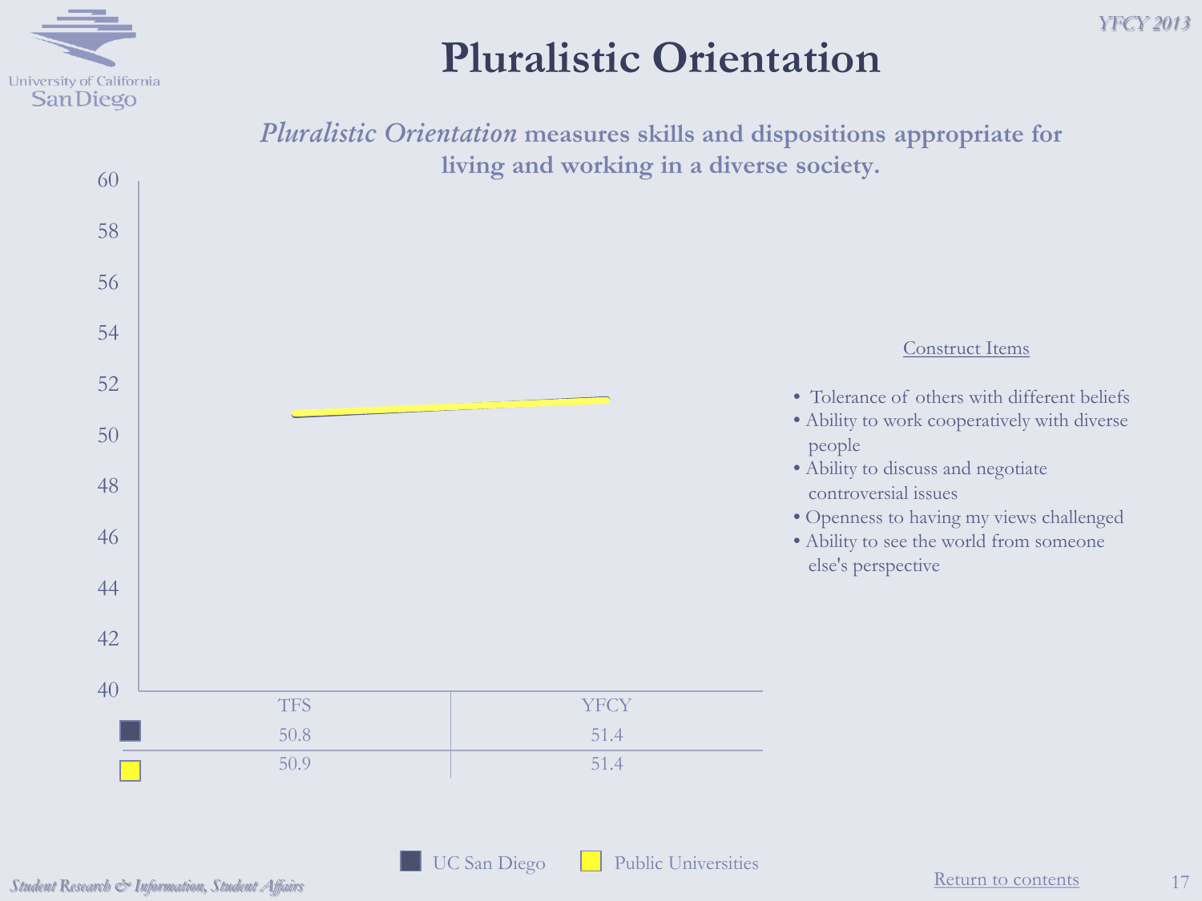# Pluralistic Orientation

*Pluralistic Orientation* **measures skills and dispositions appropriate for living and working in a diverse society.**

| | TFS | YFCY |
|---|---|---|
| UC San Diego | 50.8 | 51.4 |
| Public Universities | 50.9 | 51.4 |

Construct Items

- Tolerance of others with different beliefs
- Ability to work cooperatively with diverse people
- Ability to discuss and negotiate controversial issues
- Openness to having my views challenged
- Ability to see the world from someone else's perspective

Return to contents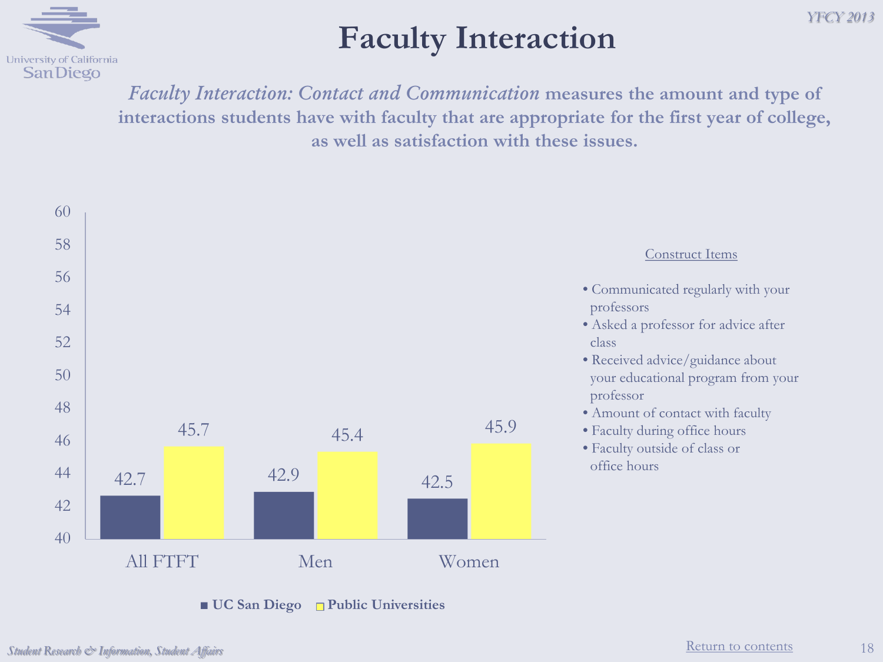# Faculty Interaction

***Faculty Interaction: Contact and Communication*** **measures the amount and type of interactions students have with faculty that are appropriate for the first year of college, as well as satisfaction with these issues.**

| | UC San Diego | Public Universities |
|---|---|---|
| All FTFT | 42.7 | 45.7 |
| Men | 42.9 | 45.4 |
| Women | 42.5 | 45.9 |

Construct Items

- Communicated regularly with your professors
- Asked a professor for advice after class
- Received advice/guidance about your educational program from your professor
- Amount of contact with faculty
- Faculty during office hours
- Faculty outside of class or office hours

Return to contents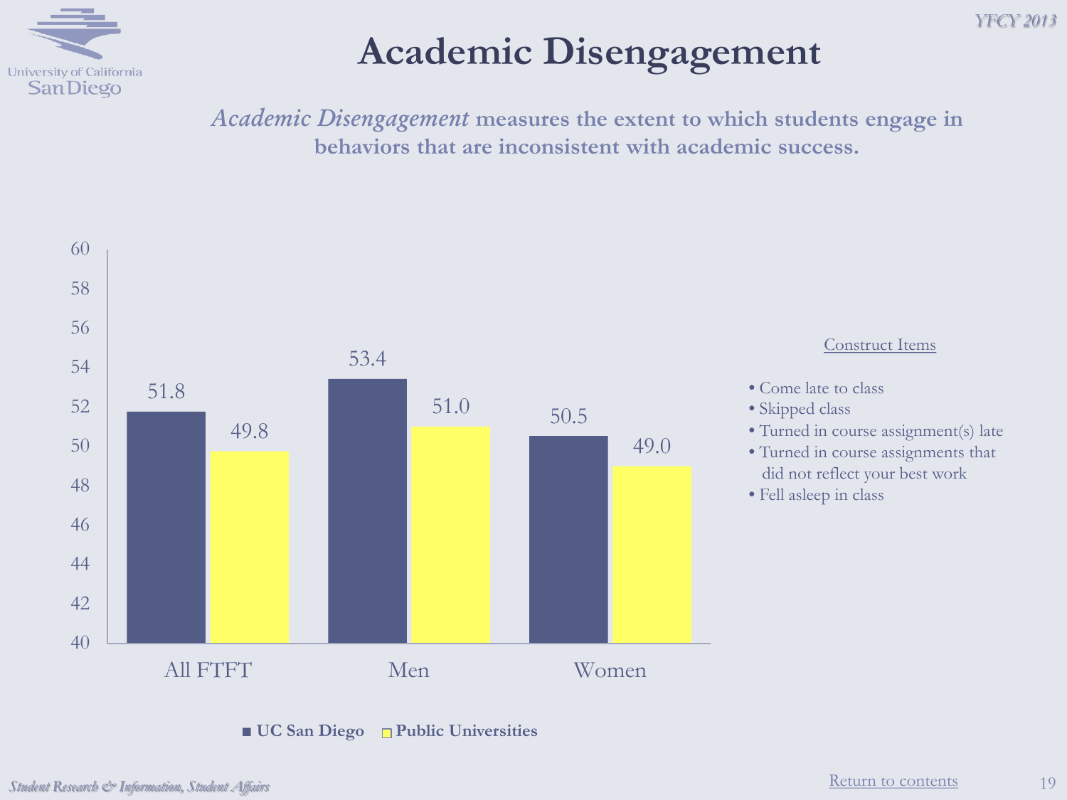# Academic Disengagement

*Academic Disengagement* **measures the extent to which students engage in behaviors that are inconsistent with academic success.**

| | UC San Diego | Public Universities |
| --- | --- | --- |
| All FTFT | 51.8 | 49.8 |
| Men | 53.4 | 51.0 |
| Women | 50.5 | 49.0 |

Construct Items

- Come late to class
- Skipped class
- Turned in course assignment(s) late
- Turned in course assignments that did not reflect your best work
- Fell asleep in class

Return to contents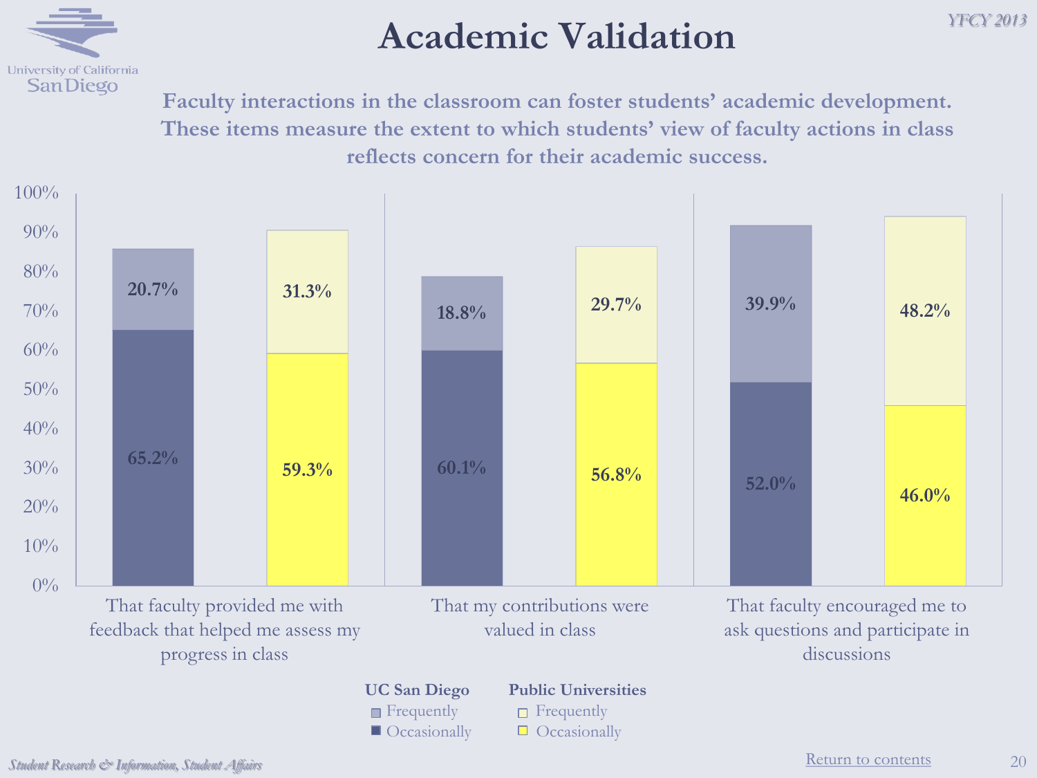# Academic Validation

**Faculty interactions in the classroom can foster students' academic development. These items measure the extent to which students' view of faculty actions in class reflects concern for their academic success.**

| Item | UC San Diego – Occasionally | UC San Diego – Frequently | Public Universities – Occasionally | Public Universities – Frequently |
| --- | --- | --- | --- | --- |
| That faculty provided me with feedback that helped me assess my progress in class | 65.2% | 20.7% | 59.3% | 31.3% |
| That my contributions were valued in class | 60.1% | 18.8% | 56.8% | 29.7% |
| That faculty encouraged me to ask questions and participate in discussions | 52.0% | 39.9% | 46.0% | 48.2% |

Return to contents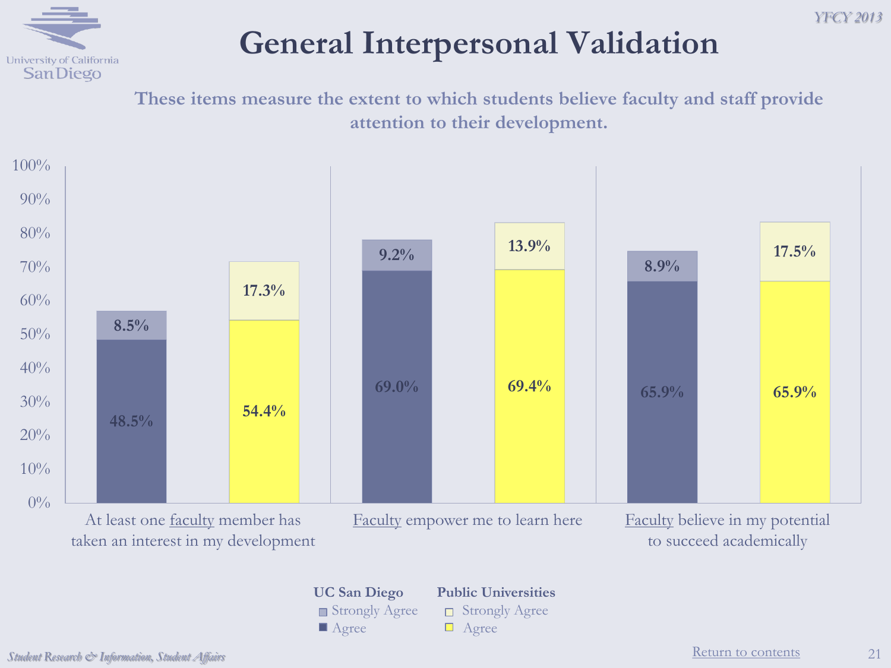# General Interpersonal Validation

**These items measure the extent to which students believe faculty and staff provide attention to their development.**

| Item | UC San Diego Agree | UC San Diego Strongly Agree | Public Universities Agree | Public Universities Strongly Agree |
|---|---|---|---|---|
| At least one faculty member has taken an interest in my development | 48.5% | 8.5% | 54.4% | 17.3% |
| Faculty empower me to learn here | 69.0% | 9.2% | 69.4% | 13.9% |
| Faculty believe in my potential to succeed academically | 65.9% | 8.9% | 65.9% | 17.5% |

Return to contents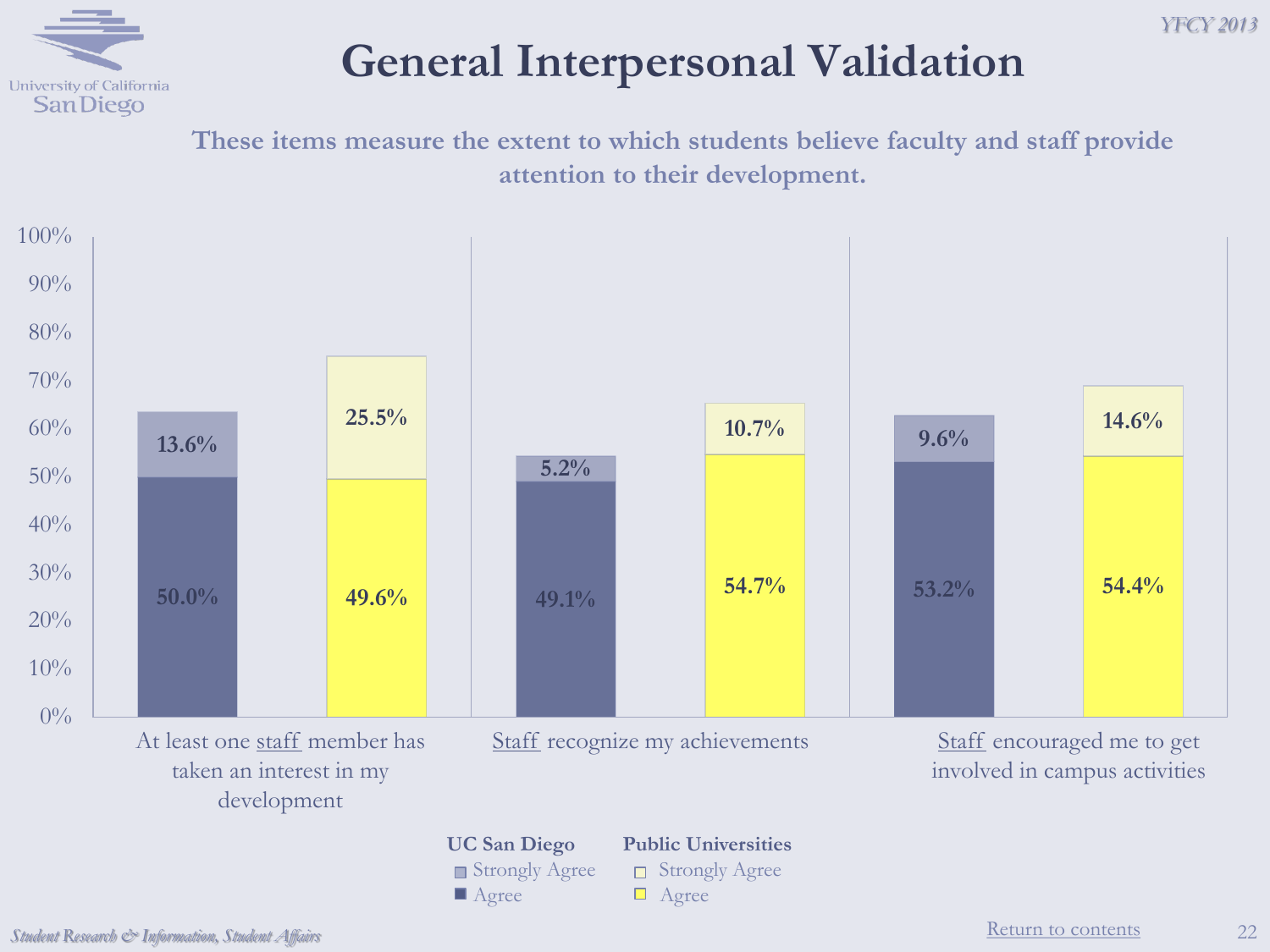# General Interpersonal Validation

**These items measure the extent to which students believe faculty and staff provide attention to their development.**

| Item | UC San Diego Agree | UC San Diego Strongly Agree | Public Universities Agree | Public Universities Strongly Agree |
|---|---|---|---|---|
| At least one staff member has taken an interest in my development | 50.0% | 13.6% | 49.6% | 25.5% |
| Staff recognize my achievements | 49.1% | 5.2% | 54.7% | 10.7% |
| Staff encouraged me to get involved in campus activities | 53.2% | 9.6% | 54.4% | 14.6% |

Return to contents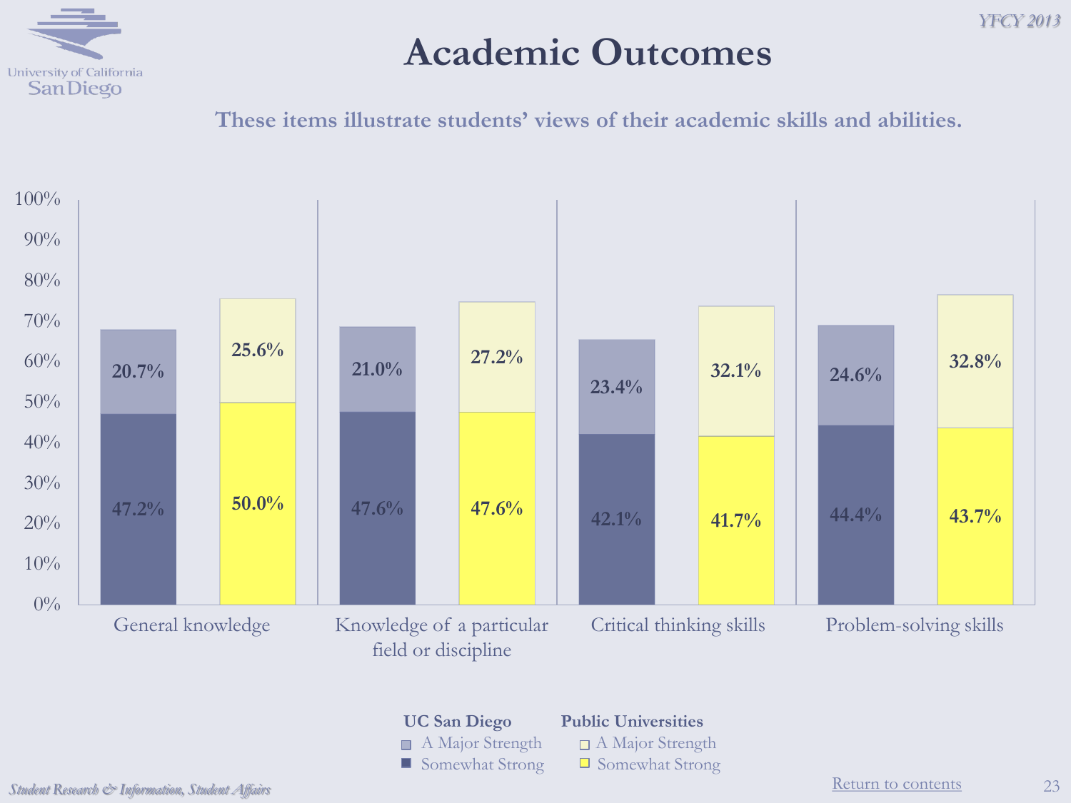# Academic Outcomes

**These items illustrate students' views of their academic skills and abilities.**

| | UC San Diego: A Major Strength | UC San Diego: Somewhat Strong | Public Universities: A Major Strength | Public Universities: Somewhat Strong |
|---|---|---|---|---|
| General knowledge | 20.7% | 47.2% | 25.6% | 50.0% |
| Knowledge of a particular field or discipline | 21.0% | 47.6% | 27.2% | 47.6% |
| Critical thinking skills | 23.4% | 42.1% | 32.1% | 41.7% |
| Problem-solving skills | 24.6% | 44.4% | 32.8% | 43.7% |

Return to contents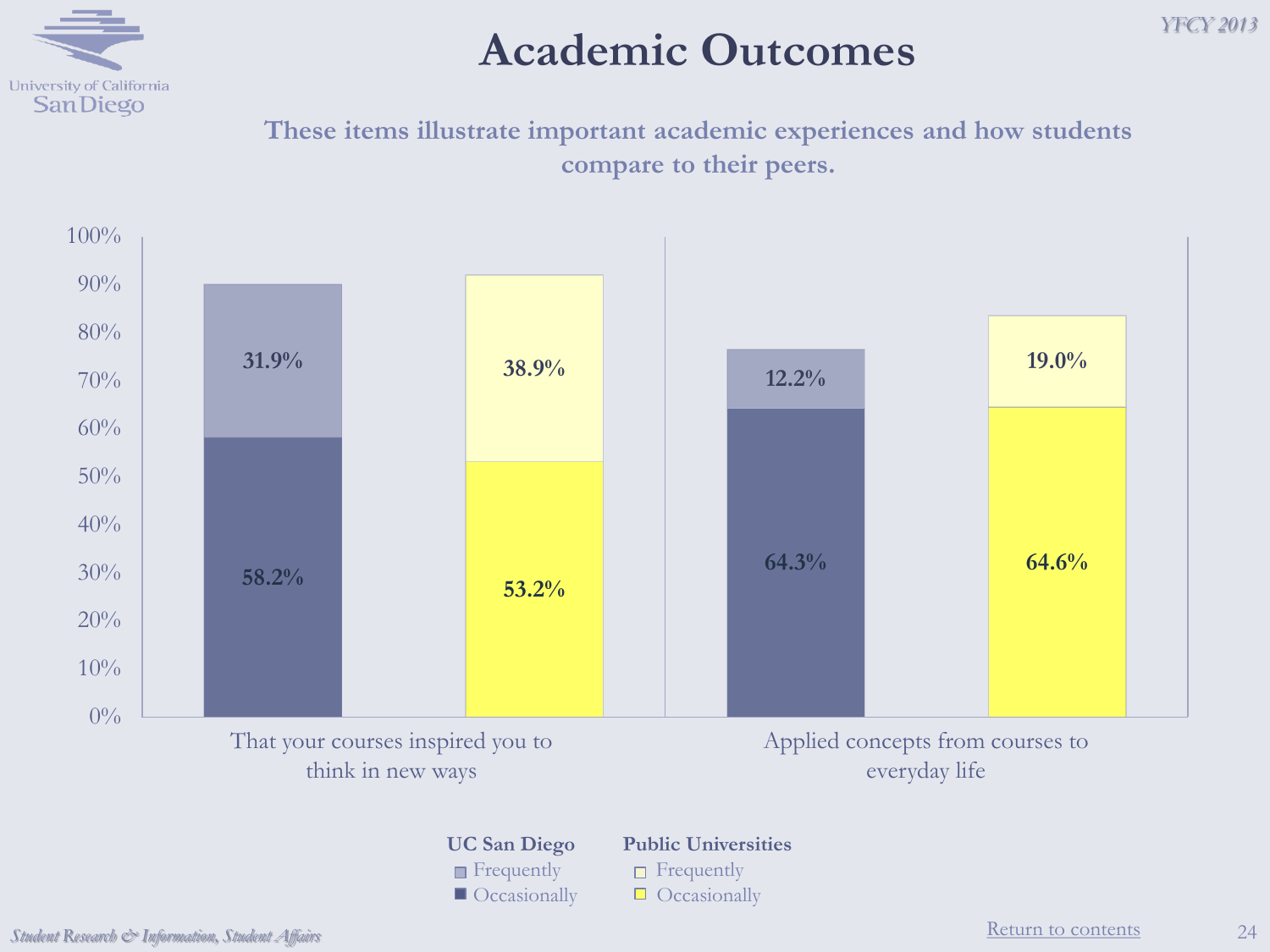# Academic Outcomes

**These items illustrate important academic experiences and how students compare to their peers.**

| | UC San Diego Frequently | UC San Diego Occasionally | Public Universities Frequently | Public Universities Occasionally |
|---|---|---|---|---|
| That your courses inspired you to think in new ways | 31.9% | 58.2% | 38.9% | 53.2% |
| Applied concepts from courses to everyday life | 12.2% | 64.3% | 19.0% | 64.6% |

*Student Research & Information, Student Affairs*

Return to contents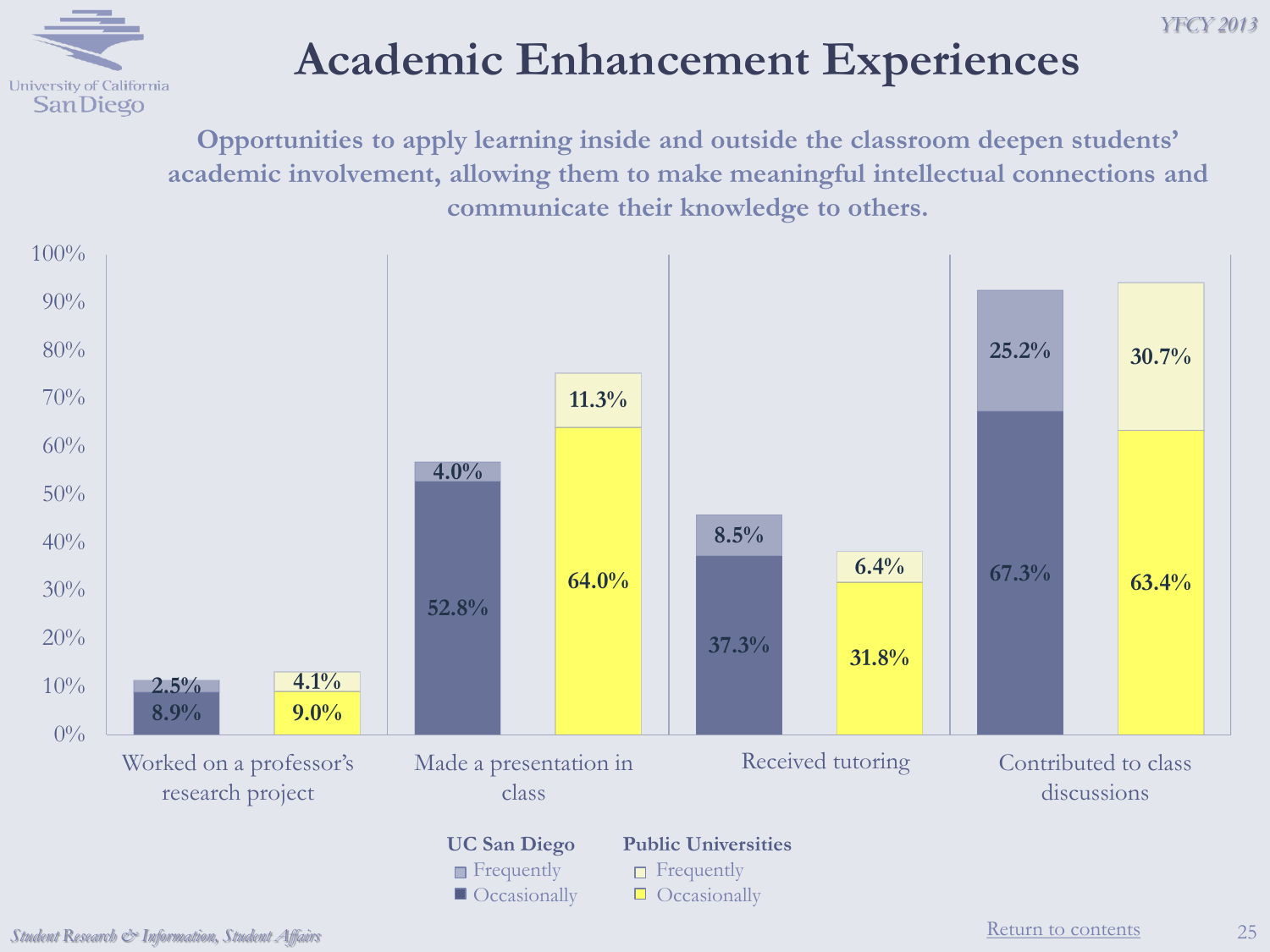# Academic Enhancement Experiences

**Opportunities to apply learning inside and outside the classroom deepen students' academic involvement, allowing them to make meaningful intellectual connections and communicate their knowledge to others.**

| | UC San Diego Frequently | UC San Diego Occasionally | Public Universities Frequently | Public Universities Occasionally |
|---|---|---|---|---|
| Worked on a professor's research project | 2.5% | 8.9% | 4.1% | 9.0% |
| Made a presentation in class | 4.0% | 52.8% | 11.3% | 64.0% |
| Received tutoring | 8.5% | 37.3% | 6.4% | 31.8% |
| Contributed to class discussions | 25.2% | 67.3% | 30.7% | 63.4% |

Return to contents

*Student Research & Information, Student Affairs*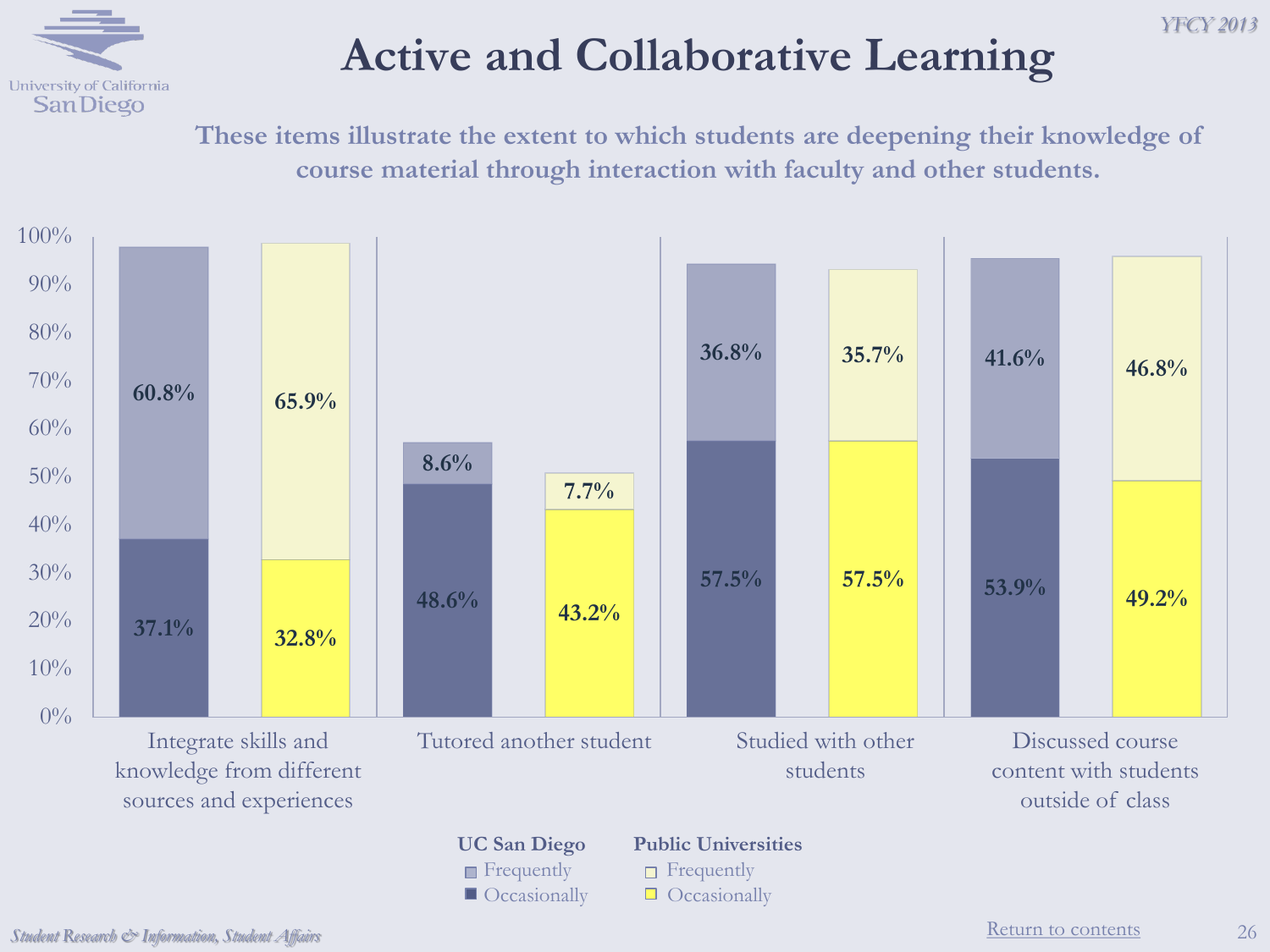# Active and Collaborative Learning

**These items illustrate the extent to which students are deepening their knowledge of course material through interaction with faculty and other students.**

| Item | UC San Diego Frequently | UC San Diego Occasionally | Public Universities Frequently | Public Universities Occasionally |
| --- | --- | --- | --- | --- |
| Integrate skills and knowledge from different sources and experiences | 60.8% | 37.1% | 65.9% | 32.8% |
| Tutored another student | 8.6% | 48.6% | 7.7% | 43.2% |
| Studied with other students | 36.8% | 57.5% | 35.7% | 57.5% |
| Discussed course content with students outside of class | 41.6% | 53.9% | 46.8% | 49.2% |

Return to contents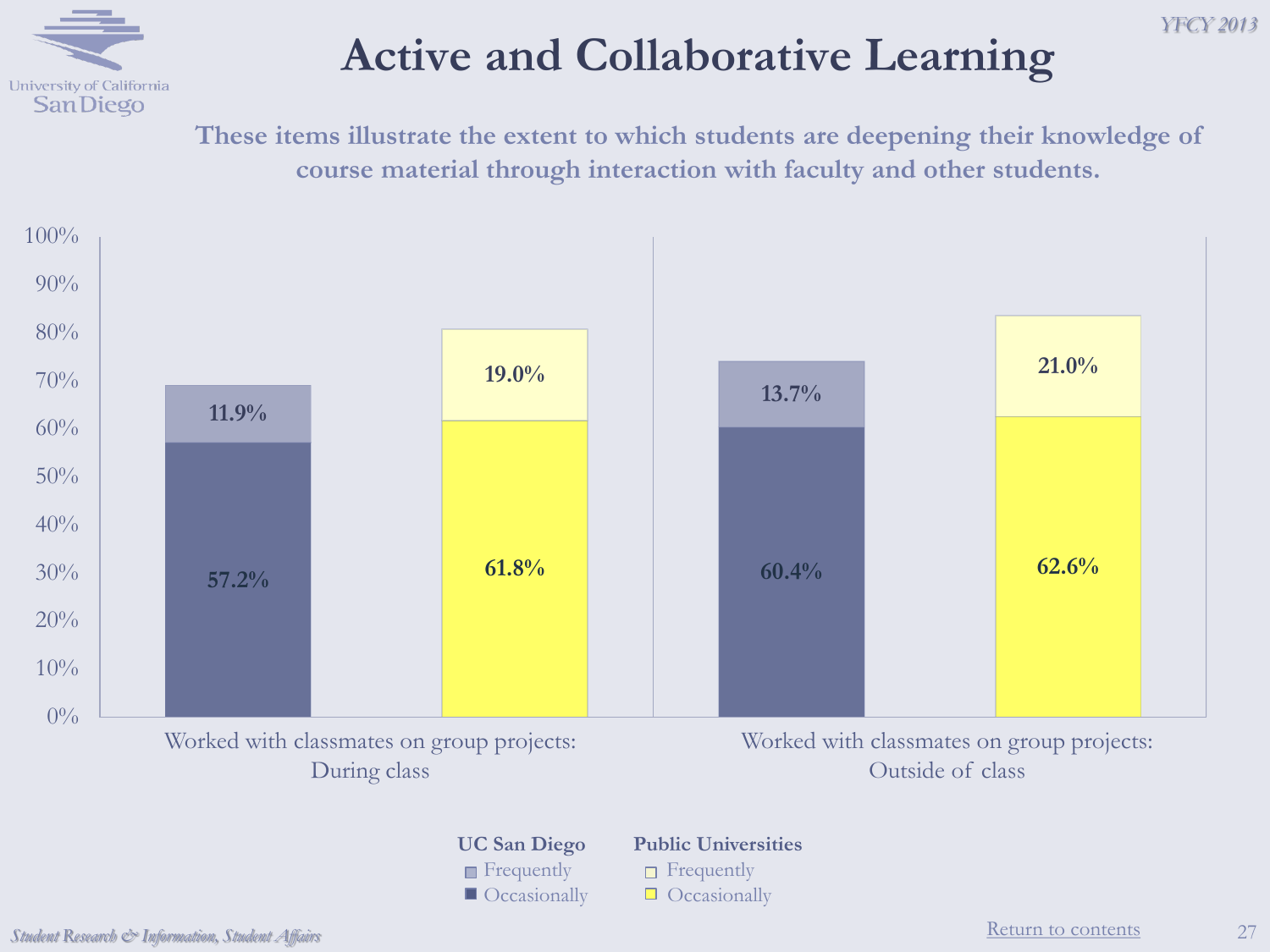# Active and Collaborative Learning

These items illustrate the extent to which students are deepening their knowledge of course material through interaction with faculty and other students.

| | UC San Diego: Frequently | UC San Diego: Occasionally | Public Universities: Frequently | Public Universities: Occasionally |
|---|---|---|---|---|
| Worked with classmates on group projects: During class | 11.9% | 57.2% | 19.0% | 61.8% |
| Worked with classmates on group projects: Outside of class | 13.7% | 60.4% | 21.0% | 62.6% |

Return to contents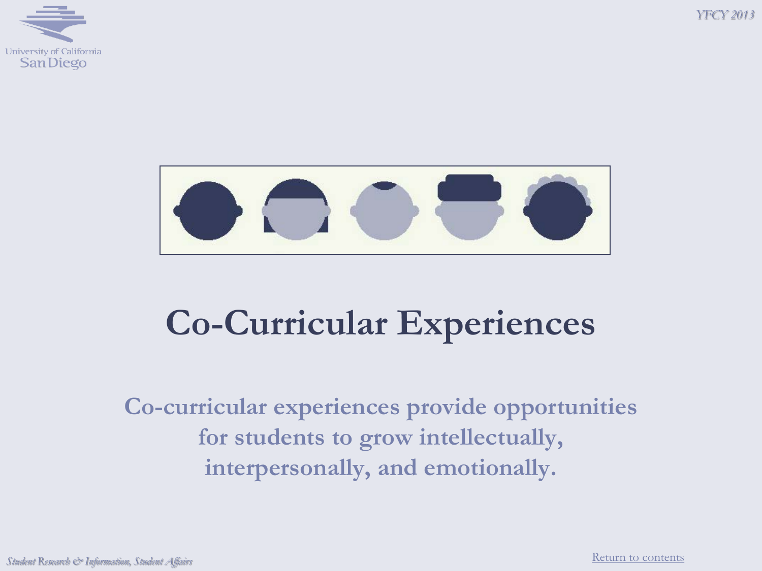# Co-Curricular Experiences

**Co-curricular experiences provide opportunities for students to grow intellectually, interpersonally, and emotionally.**

Return to contents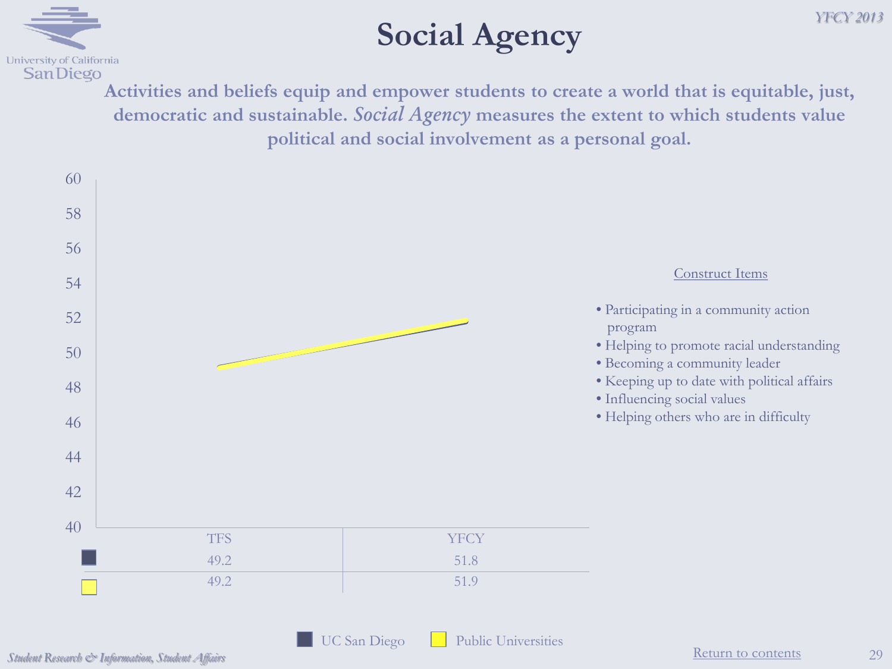# Social Agency

**Activities and beliefs equip and empower students to create a world that is equitable, just, democratic and sustainable. *Social Agency* measures the extent to which students value political and social involvement as a personal goal.**

| | TFS | YFCY |
|---|---|---|
| UC San Diego | 49.2 | 51.8 |
| Public Universities | 49.2 | 51.9 |

Construct Items

- Participating in a community action program
- Helping to promote racial understanding
- Becoming a community leader
- Keeping up to date with political affairs
- Influencing social values
- Helping others who are in difficulty

Return to contents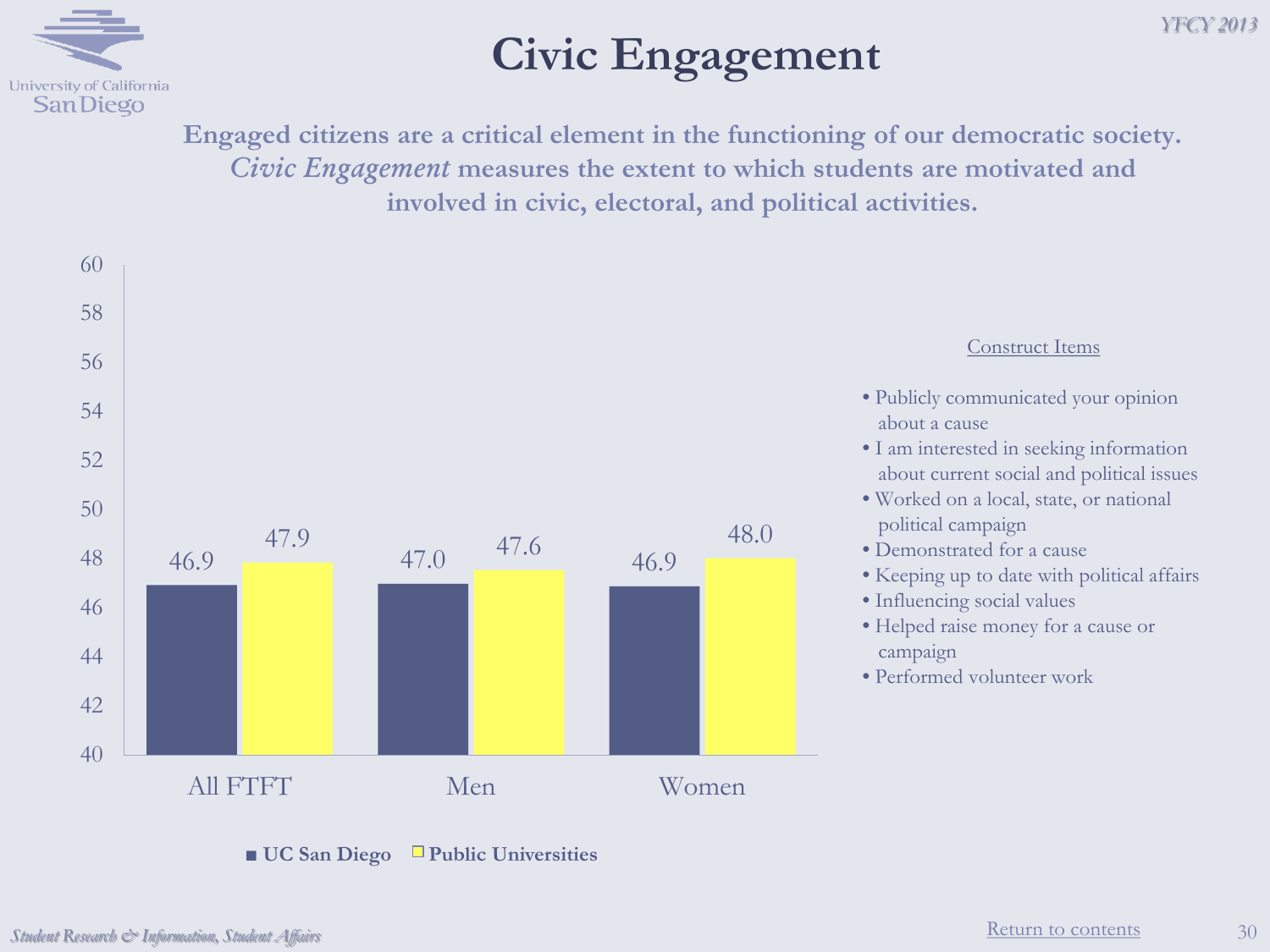# Civic Engagement

**Engaged citizens are a critical element in the functioning of our democratic society. *Civic Engagement* measures the extent to which students are motivated and involved in civic, electoral, and political activities.**

| | UC San Diego | Public Universities |
|---|---|---|
| All FTFT | 46.9 | 47.9 |
| Men | 47.0 | 47.6 |
| Women | 46.9 | 48.0 |

Construct Items

- Publicly communicated your opinion about a cause
- I am interested in seeking information about current social and political issues
- Worked on a local, state, or national political campaign
- Demonstrated for a cause
- Keeping up to date with political affairs
- Influencing social values
- Helped raise money for a cause or campaign
- Performed volunteer work

Return to contents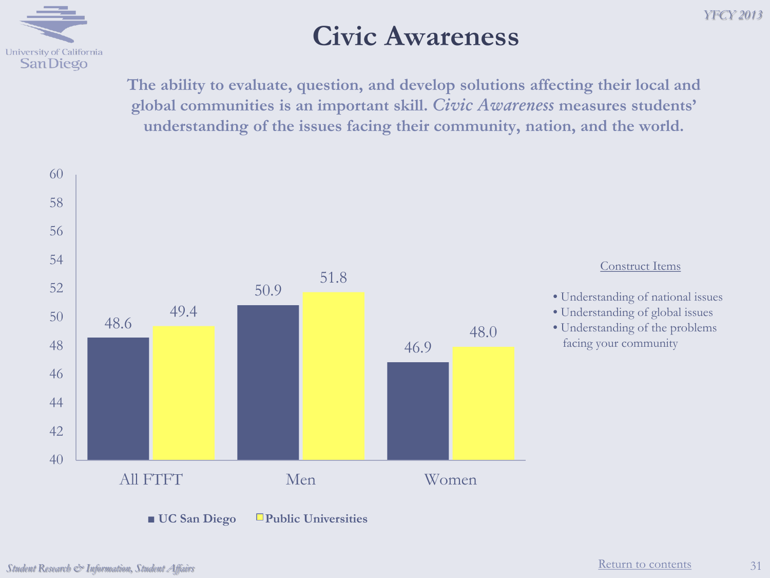# Civic Awareness

**The ability to evaluate, question, and develop solutions affecting their local and global communities is an important skill. *Civic Awareness* measures students' understanding of the issues facing their community, nation, and the world.**

| | UC San Diego | Public Universities |
|---|---|---|
| All FTFT | 48.6 | 49.4 |
| Men | 50.9 | 51.8 |
| Women | 46.9 | 48.0 |

Construct Items

- Understanding of national issues
- Understanding of global issues
- Understanding of the problems facing your community

Return to contents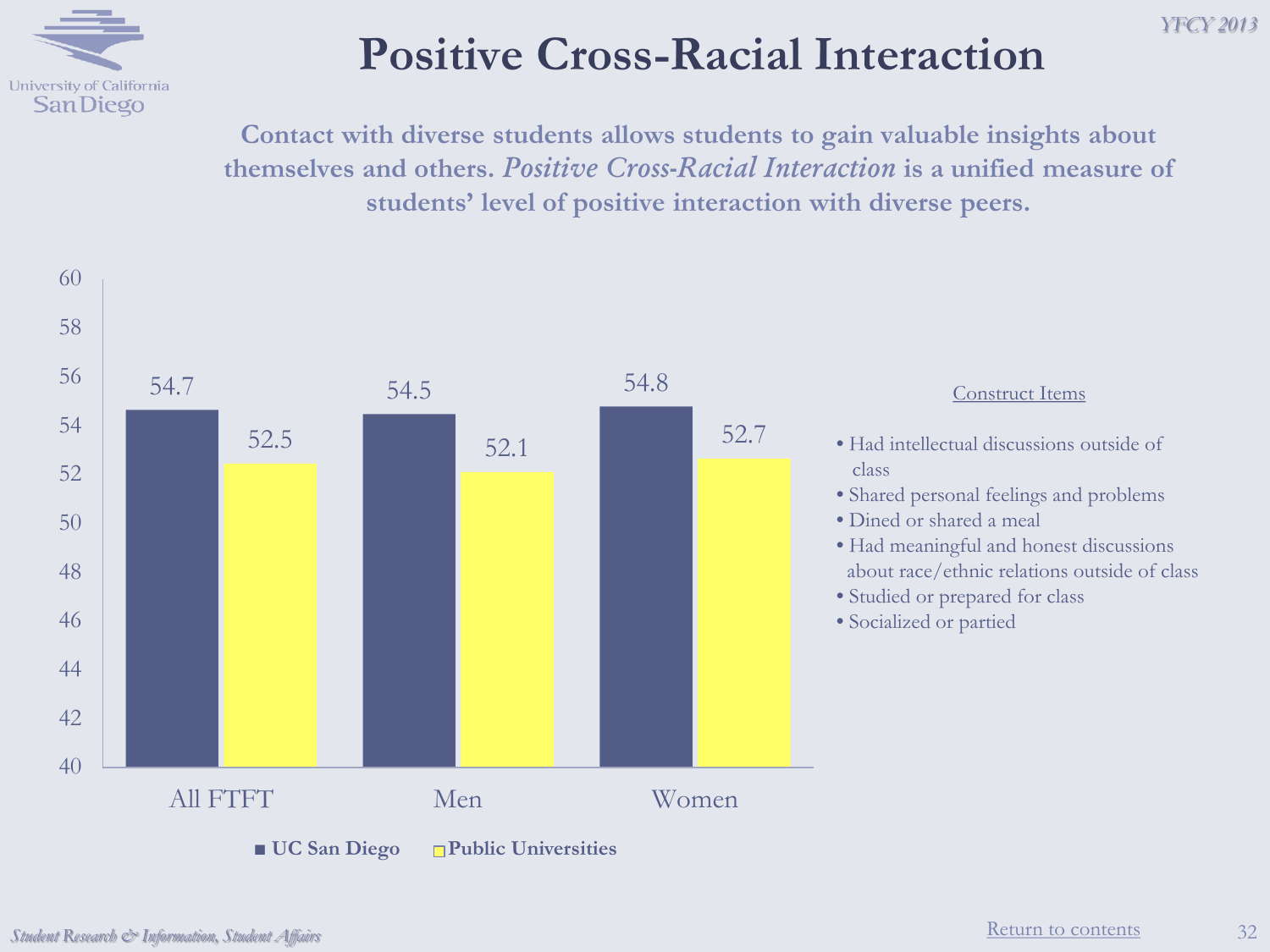# Positive Cross-Racial Interaction

**Contact with diverse students allows students to gain valuable insights about themselves and others.** ***Positive Cross-Racial Interaction*** **is a unified measure of students' level of positive interaction with diverse peers.**

| | UC San Diego | Public Universities |
|---|---|---|
| All FTFT | 54.7 | 52.5 |
| Men | 54.5 | 52.1 |
| Women | 54.8 | 52.7 |

Construct Items

- Had intellectual discussions outside of class
- Shared personal feelings and problems
- Dined or shared a meal
- Had meaningful and honest discussions about race/ethnic relations outside of class
- Studied or prepared for class
- Socialized or partied

*Student Research & Information, Student Affairs*

Return to contents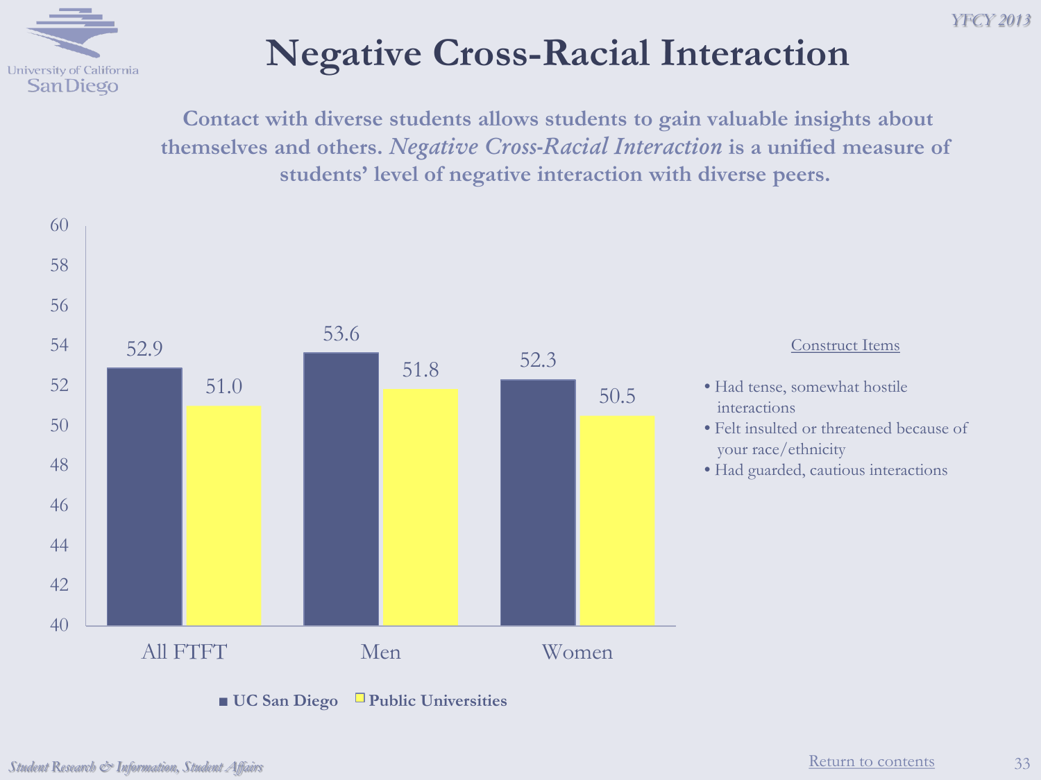# Negative Cross-Racial Interaction

**Contact with diverse students allows students to gain valuable insights about themselves and others. *Negative Cross-Racial Interaction* is a unified measure of students' level of negative interaction with diverse peers.**

| | UC San Diego | Public Universities |
|---|---|---|
| All FTFT | 52.9 | 51.0 |
| Men | 53.6 | 51.8 |
| Women | 52.3 | 50.5 |

Construct Items

- Had tense, somewhat hostile interactions
- Felt insulted or threatened because of your race/ethnicity
- Had guarded, cautious interactions

Return to contents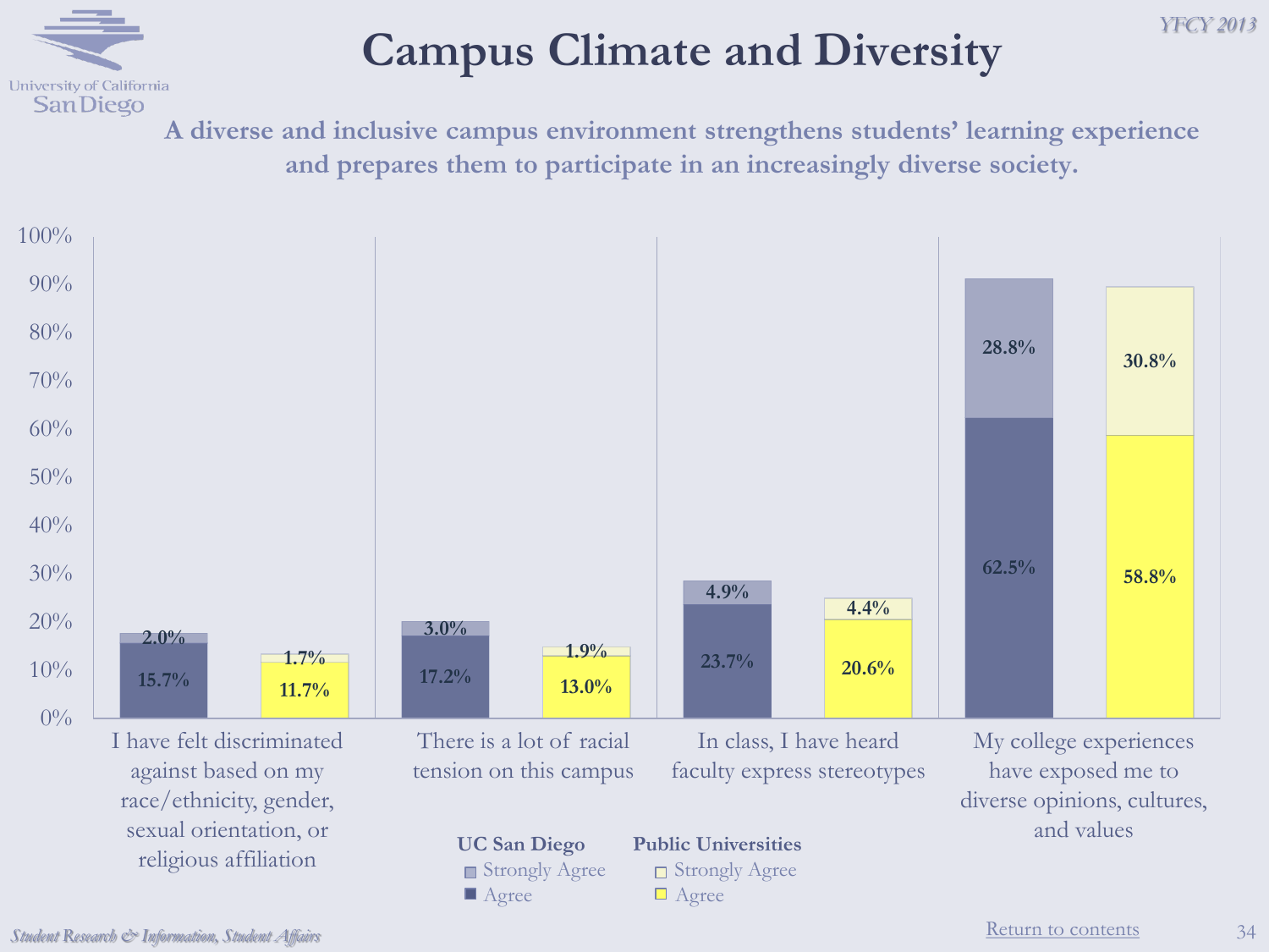# Campus Climate and Diversity

**A diverse and inclusive campus environment strengthens students' learning experience and prepares them to participate in an increasingly diverse society.**

| | UC San Diego – Agree | UC San Diego – Strongly Agree | Public Universities – Agree | Public Universities – Strongly Agree |
|---|---|---|---|---|
| I have felt discriminated against based on my race/ethnicity, gender, sexual orientation, or religious affiliation | 15.7% | 2.0% | 11.7% | 1.7% |
| There is a lot of racial tension on this campus | 17.2% | 3.0% | 13.0% | 1.9% |
| In class, I have heard faculty express stereotypes | 23.7% | 4.9% | 20.6% | 4.4% |
| My college experiences have exposed me to diverse opinions, cultures, and values | 62.5% | 28.8% | 58.8% | 30.8% |

Return to contents

*Student Research & Information, Student Affairs*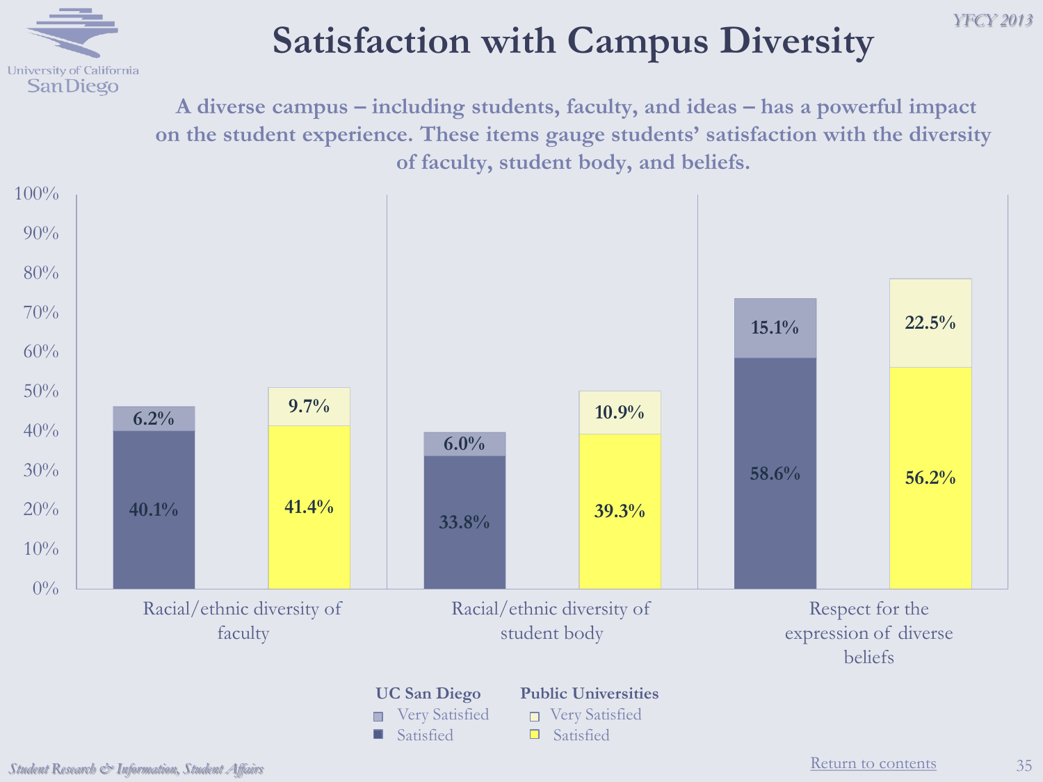# Satisfaction with Campus Diversity

**A diverse campus – including students, faculty, and ideas – has a powerful impact on the student experience. These items gauge students' satisfaction with the diversity of faculty, student body, and beliefs.**

| | UC San Diego Satisfied | UC San Diego Very Satisfied | Public Universities Satisfied | Public Universities Very Satisfied |
|---|---|---|---|---|
| Racial/ethnic diversity of faculty | 40.1% | 6.2% | 41.4% | 9.7% |
| Racial/ethnic diversity of student body | 33.8% | 6.0% | 39.3% | 10.9% |
| Respect for the expression of diverse beliefs | 58.6% | 15.1% | 56.2% | 22.5% |

Student Research & Information, Student Affairs

Return to contents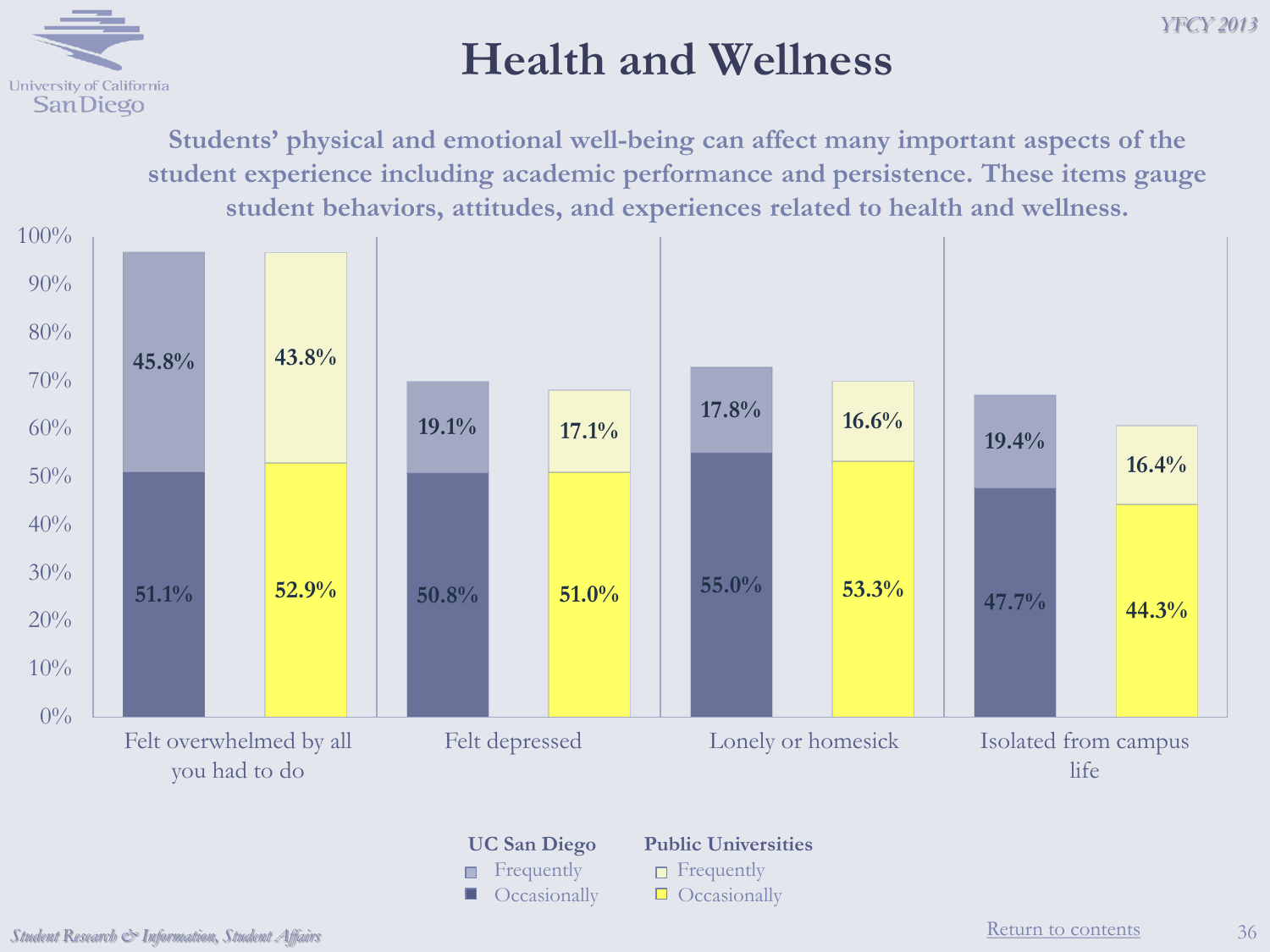# Health and Wellness

**Students' physical and emotional well-being can affect many important aspects of the student experience including academic performance and persistence. These items gauge student behaviors, attitudes, and experiences related to health and wellness.**

| | UC San Diego – Frequently | UC San Diego – Occasionally | Public Universities – Frequently | Public Universities – Occasionally |
|---|---|---|---|---|
| Felt overwhelmed by all you had to do | 45.8% | 51.1% | 43.8% | 52.9% |
| Felt depressed | 19.1% | 50.8% | 17.1% | 51.0% |
| Lonely or homesick | 17.8% | 55.0% | 16.6% | 53.3% |
| Isolated from campus life | 19.4% | 47.7% | 16.4% | 44.3% |

Student Research & Information, Student Affairs

Return to contents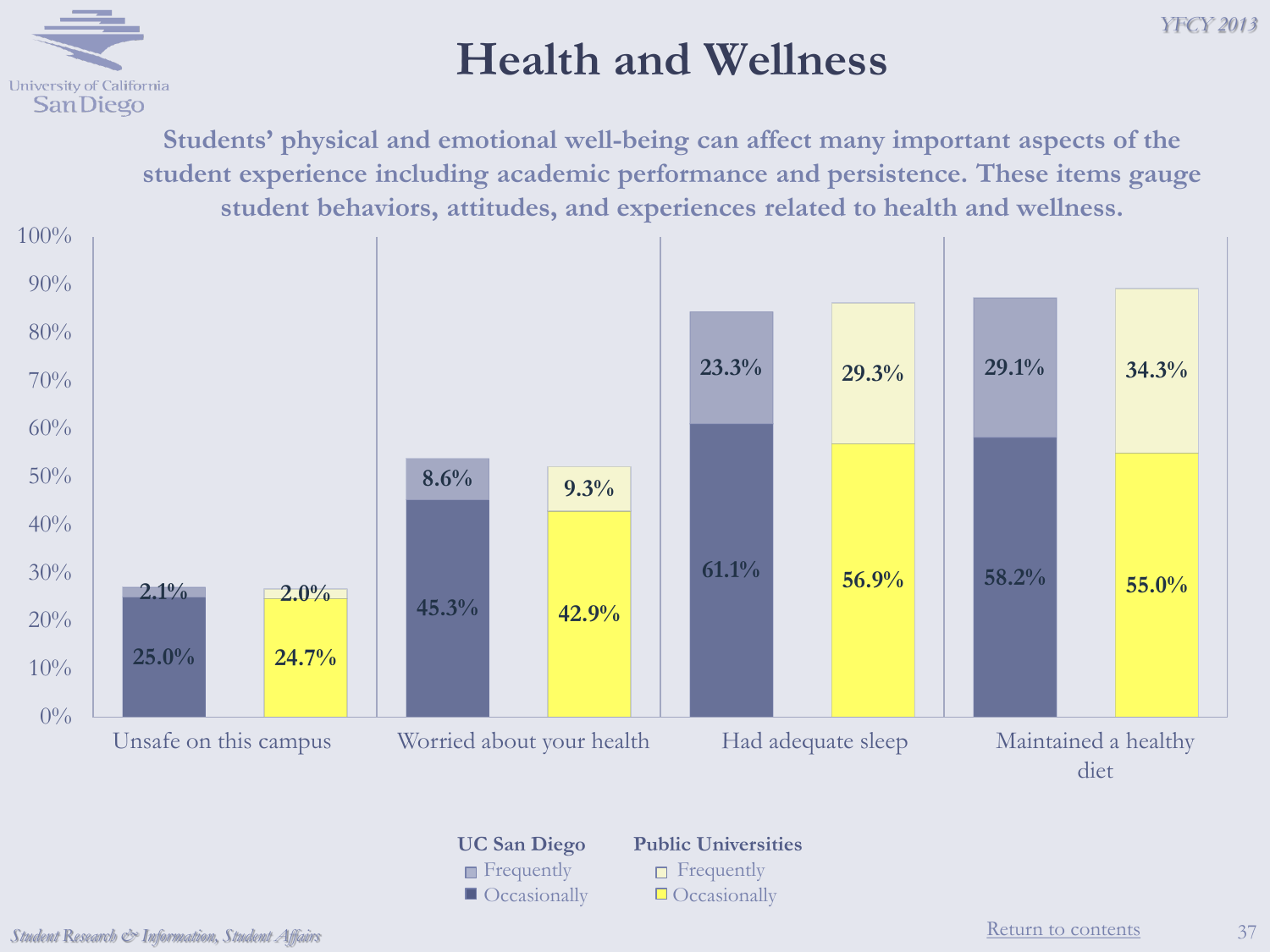# Health and Wellness

**Students' physical and emotional well-being can affect many important aspects of the student experience including academic performance and persistence. These items gauge student behaviors, attitudes, and experiences related to health and wellness.**

| | UC San Diego Frequently | UC San Diego Occasionally | Public Universities Frequently | Public Universities Occasionally |
|---|---|---|---|---|
| Unsafe on this campus | 2.1% | 25.0% | 2.0% | 24.7% |
| Worried about your health | 8.6% | 45.3% | 9.3% | 42.9% |
| Had adequate sleep | 23.3% | 61.1% | 29.3% | 56.9% |
| Maintained a healthy diet | 29.1% | 58.2% | 34.3% | 55.0% |

Student Research & Information, Student Affairs

Return to contents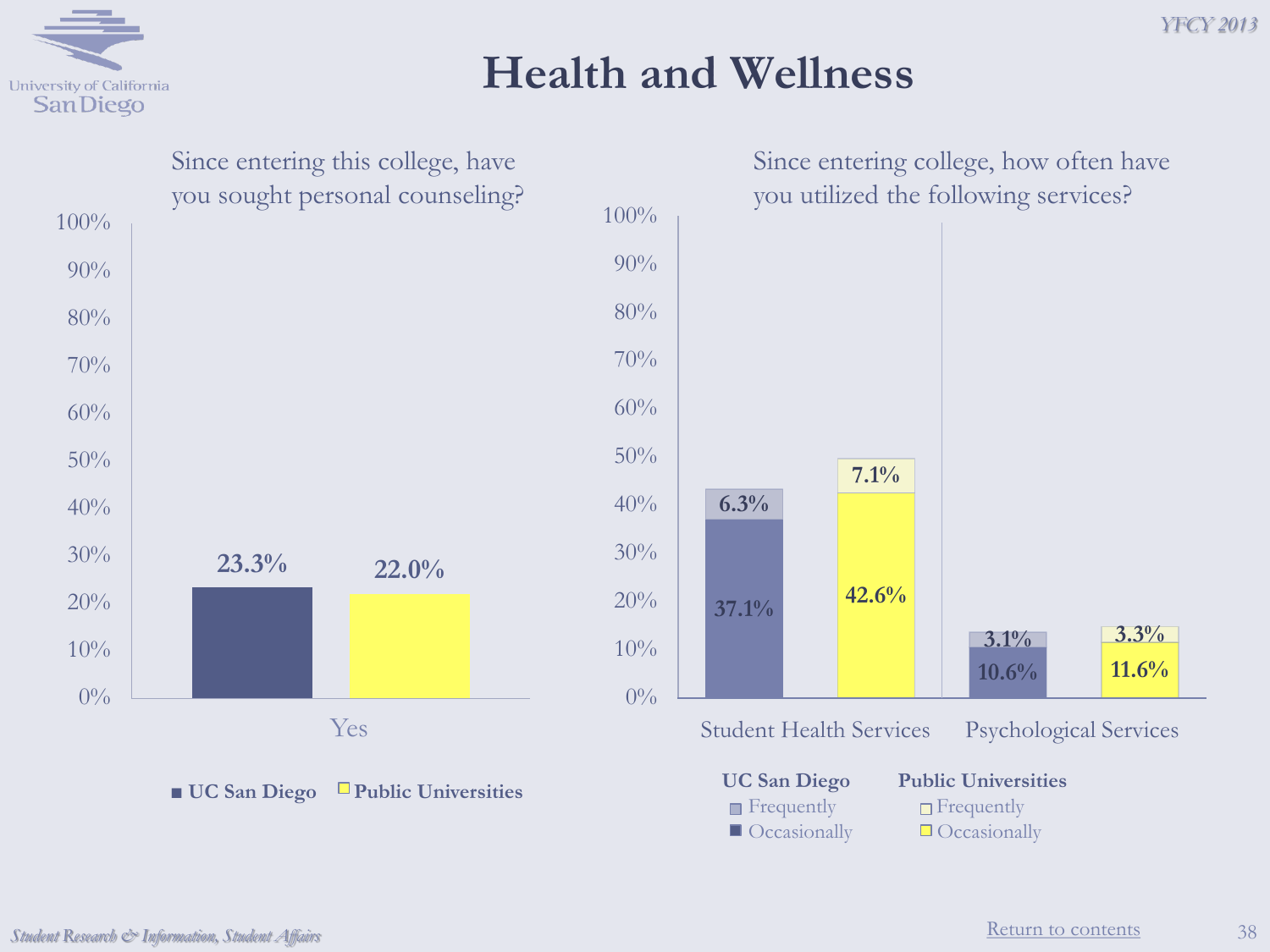# Health and Wellness

## Since entering this college, have you sought personal counseling?

| | UC San Diego | Public Universities |
|---|---|---|
| Yes | 23.3% | 22.0% |

## Since entering college, how often have you utilized the following services?

| | UC San Diego Frequently | UC San Diego Occasionally | Public Universities Frequently | Public Universities Occasionally |
|---|---|---|---|---|
| Student Health Services | 6.3% | 37.1% | 7.1% | 42.6% |
| Psychological Services | 3.1% | 10.6% | 3.3% | 11.6% |

*Student Research & Information, Student Affairs*

Return to contents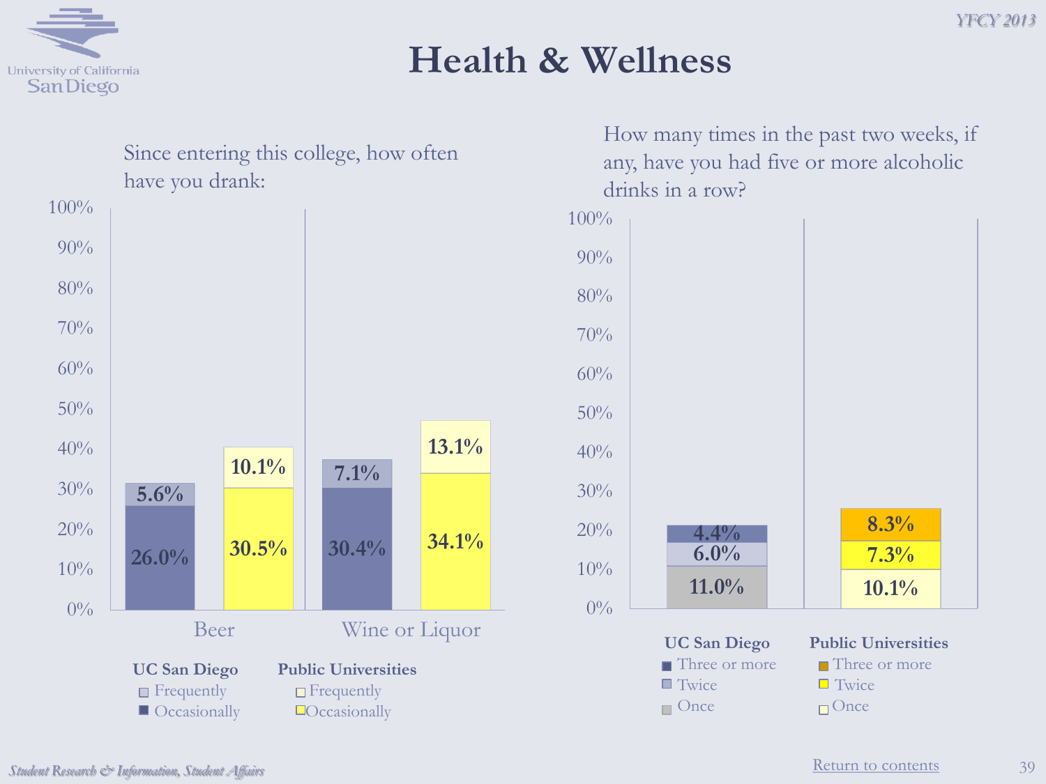# Health & Wellness

Since entering this college, how often have you drank:

| | UC San Diego – Occasionally | UC San Diego – Frequently | Public Universities – Occasionally | Public Universities – Frequently |
|---|---|---|---|---|
| Beer | 26.0% | 5.6% | 30.5% | 10.1% |
| Wine or Liquor | 30.4% | 7.1% | 34.1% | 13.1% |

How many times in the past two weeks, if any, have you had five or more alcoholic drinks in a row?

| | Once | Twice | Three or more |
|---|---|---|---|
| UC San Diego | 11.0% | 6.0% | 4.4% |
| Public Universities | 10.1% | 7.3% | 8.3% |

*Student Research & Information, Student Affairs*

Return to contents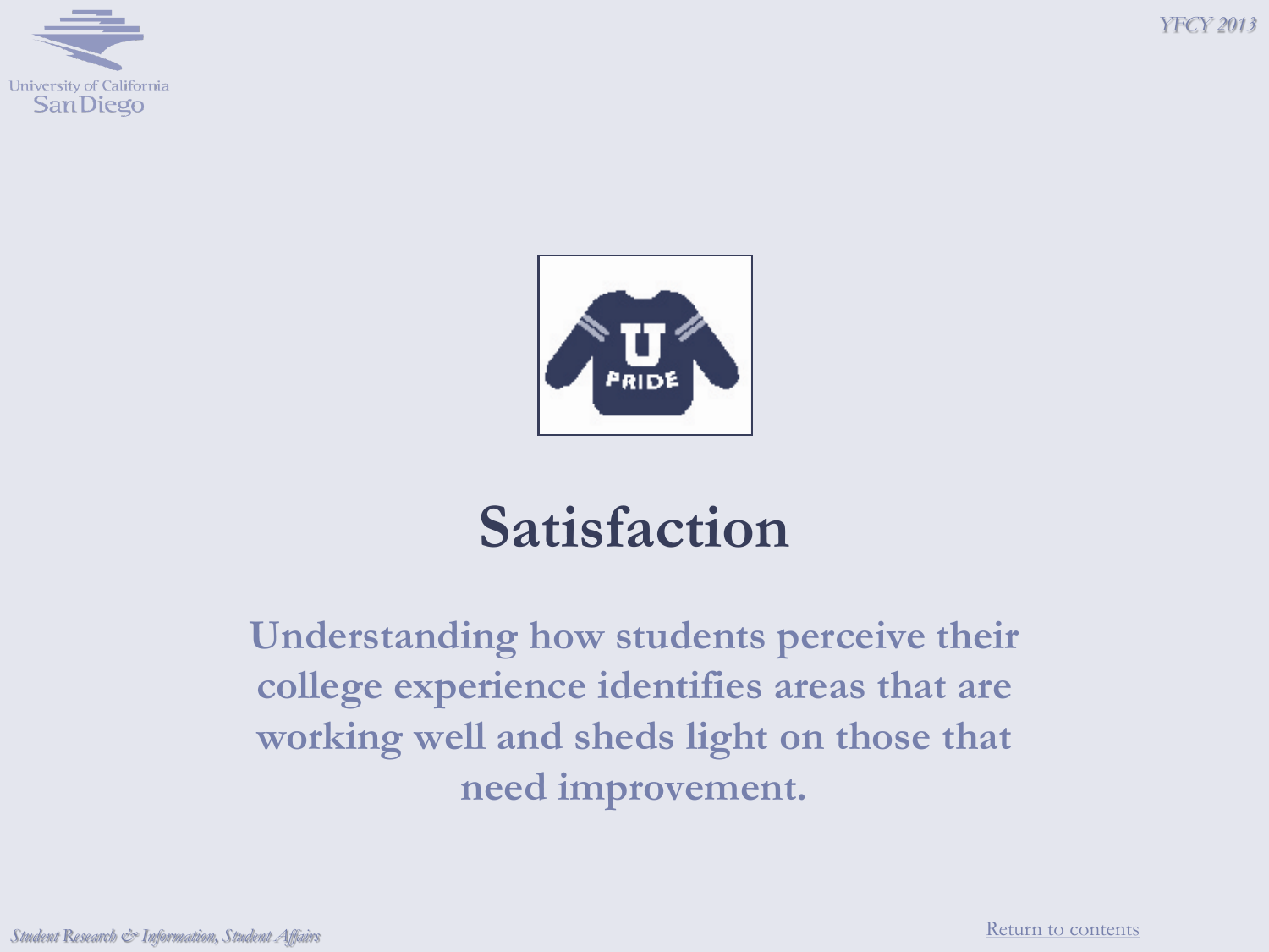# Satisfaction

**Understanding how students perceive their college experience identifies areas that are working well and sheds light on those that need improvement.**

Return to contents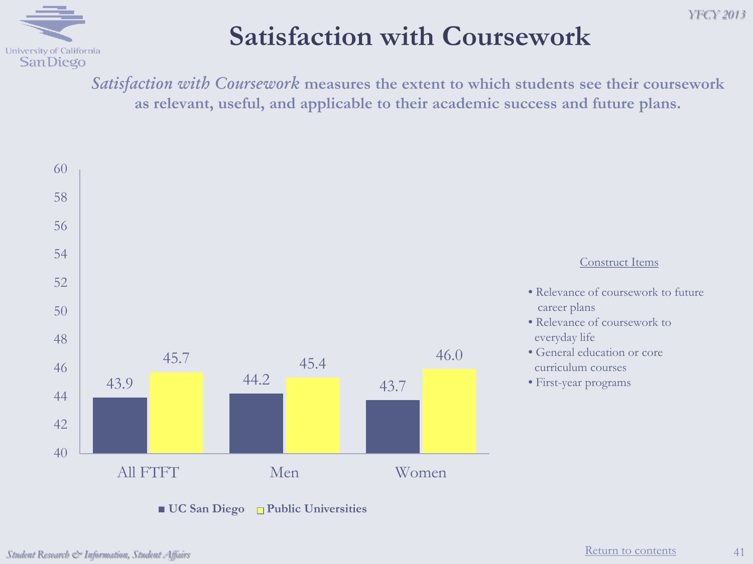# Satisfaction with Coursework

***Satisfaction with Coursework*** **measures the extent to which students see their coursework as relevant, useful, and applicable to their academic success and future plans.**

| | UC San Diego | Public Universities |
|---|---|---|
| All FTFT | 43.9 | 45.7 |
| Men | 44.2 | 45.4 |
| Women | 43.7 | 46.0 |

Construct Items

- Relevance of coursework to future career plans
- Relevance of coursework to everyday life
- General education or core curriculum courses
- First-year programs

*Student Research & Information, Student Affairs*

Return to contents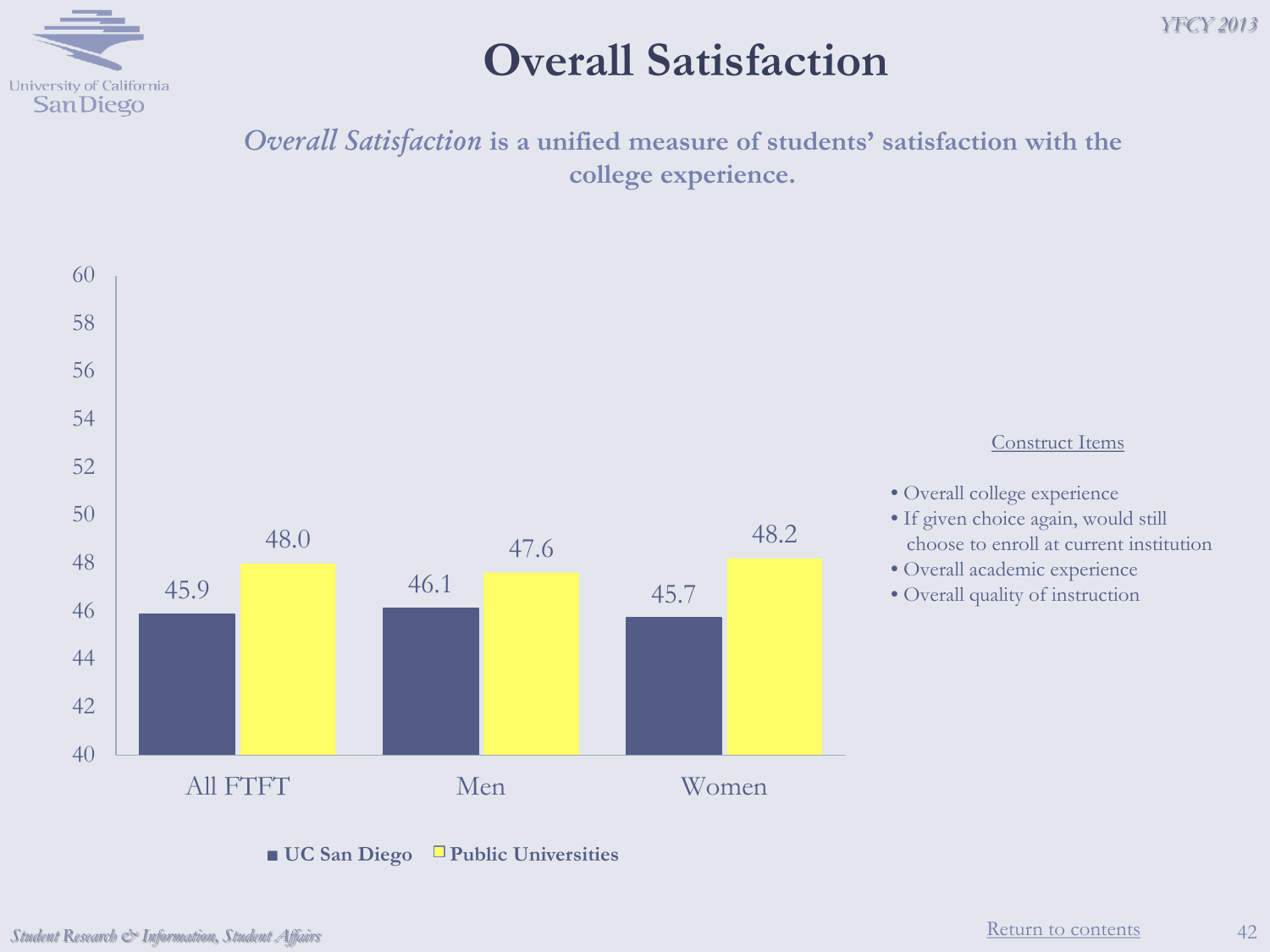# Overall Satisfaction

*Overall Satisfaction* **is a unified measure of students' satisfaction with the college experience.**

| | UC San Diego | Public Universities |
|---|---|---|
| All FTFT | 45.9 | 48.0 |
| Men | 46.1 | 47.6 |
| Women | 45.7 | 48.2 |

Construct Items

- Overall college experience
- If given choice again, would still choose to enroll at current institution
- Overall academic experience
- Overall quality of instruction

Return to contents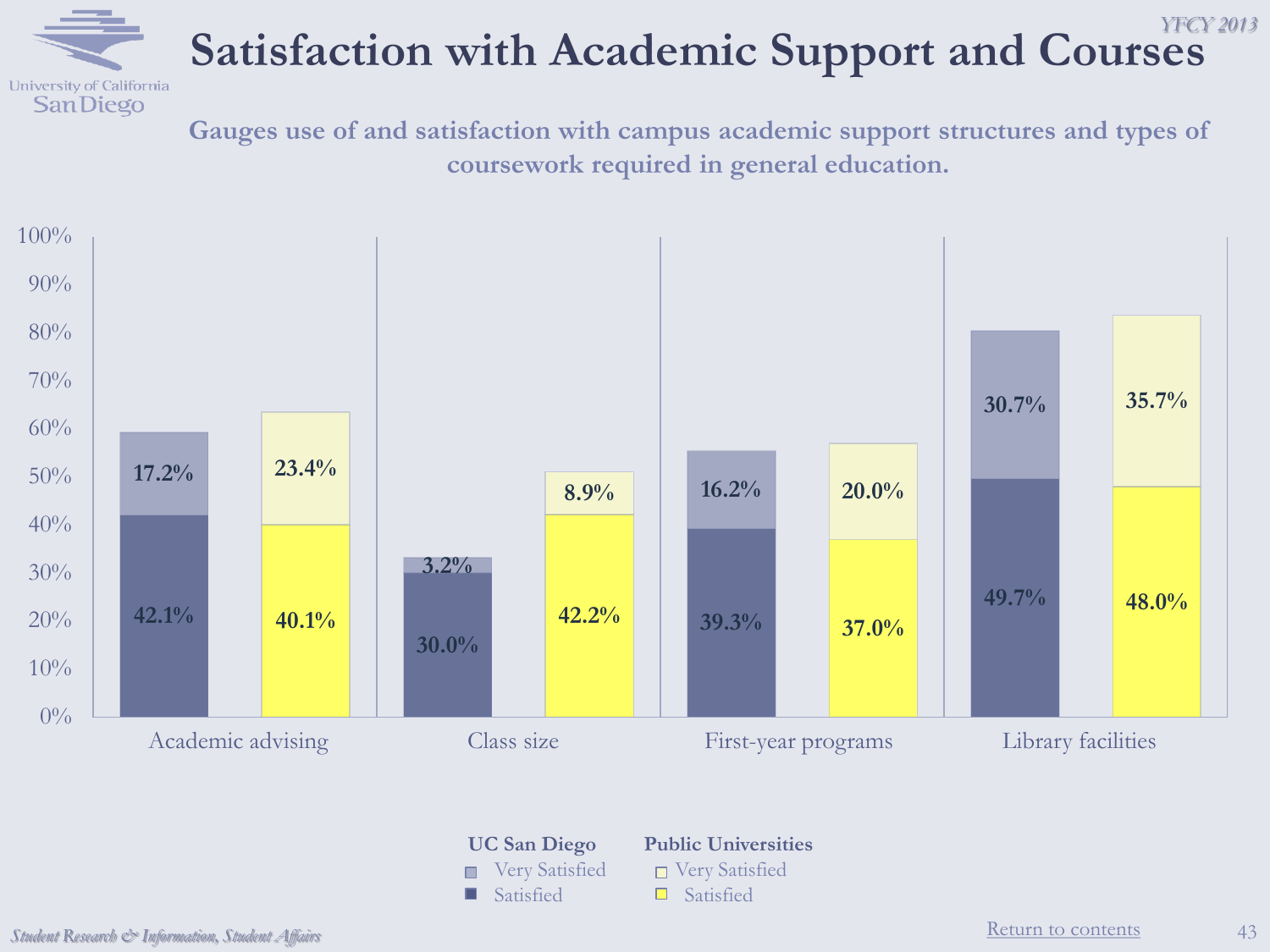# Satisfaction with Academic Support and Courses

**Gauges use of and satisfaction with campus academic support structures and types of coursework required in general education.**

| | UC San Diego – Satisfied | UC San Diego – Very Satisfied | Public Universities – Satisfied | Public Universities – Very Satisfied |
|---|---|---|---|---|
| Academic advising | 42.1% | 17.2% | 40.1% | 23.4% |
| Class size | 30.0% | 3.2% | 42.2% | 8.9% |
| First-year programs | 39.3% | 16.2% | 37.0% | 20.0% |
| Library facilities | 49.7% | 30.7% | 48.0% | 35.7% |

Student Research & Information, Student Affairs

Return to contents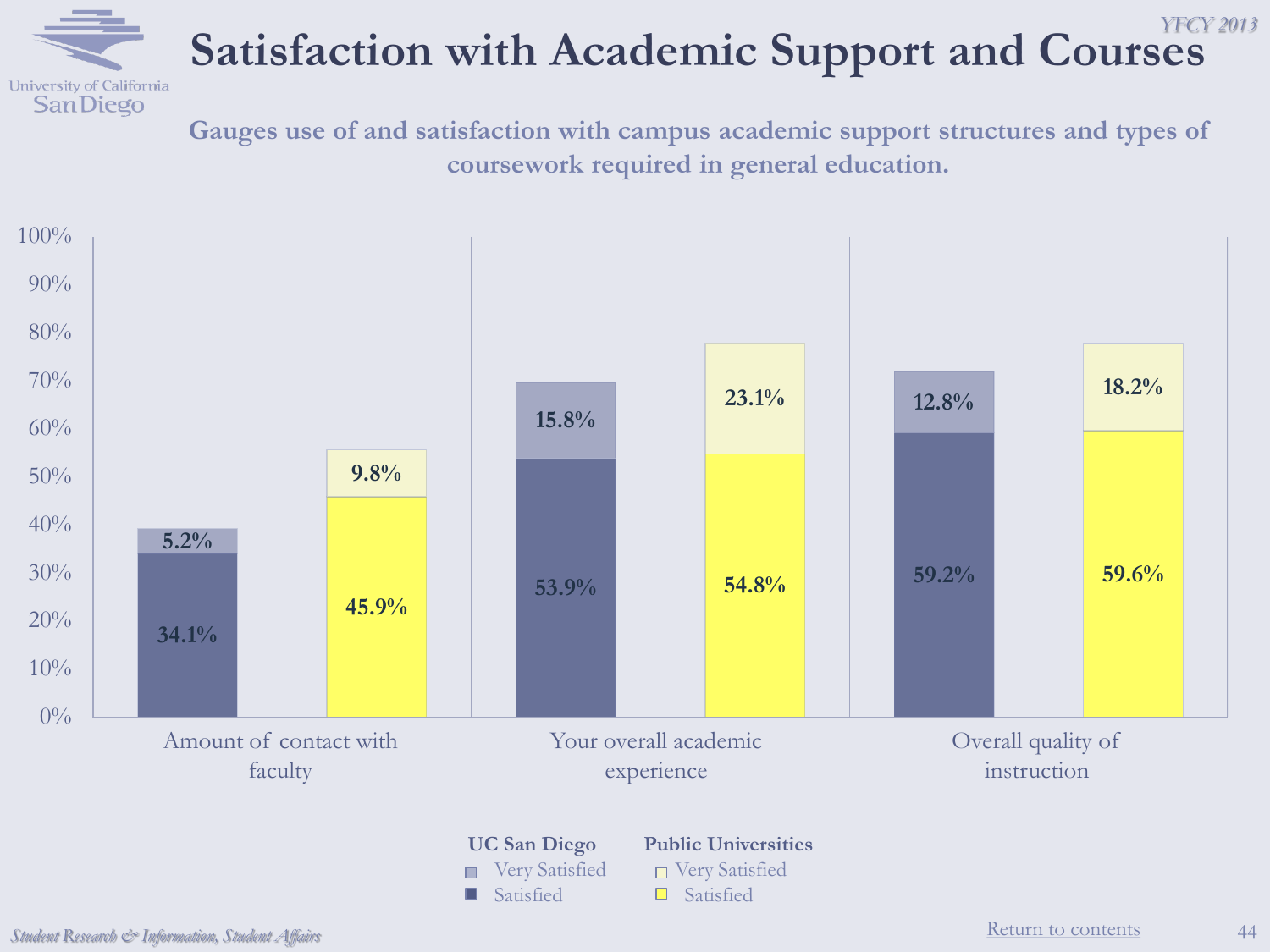# Satisfaction with Academic Support and Courses

**Gauges use of and satisfaction with campus academic support structures and types of coursework required in general education.**

| | UC San Diego – Satisfied | UC San Diego – Very Satisfied | Public Universities – Satisfied | Public Universities – Very Satisfied |
|---|---|---|---|---|
| Amount of contact with faculty | 34.1% | 5.2% | 45.9% | 9.8% |
| Your overall academic experience | 53.9% | 15.8% | 54.8% | 23.1% |
| Overall quality of instruction | 59.2% | 12.8% | 59.6% | 18.2% |

*Student Research & Information, Student Affairs*

Return to contents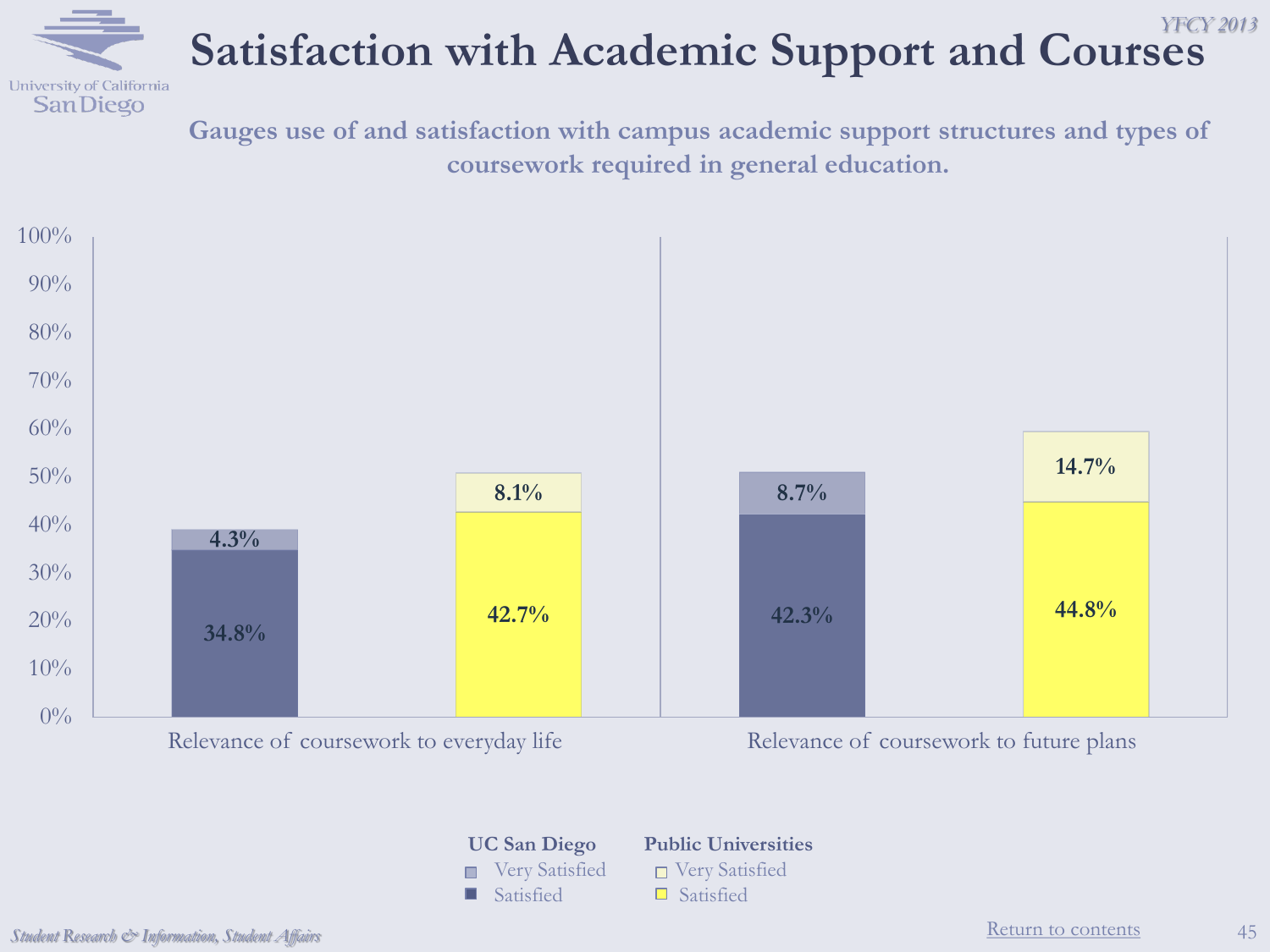# Satisfaction with Academic Support and Courses

**Gauges use of and satisfaction with campus academic support structures and types of coursework required in general education.**

| | UC San Diego Satisfied | UC San Diego Very Satisfied | Public Universities Satisfied | Public Universities Very Satisfied |
|---|---|---|---|---|
| Relevance of coursework to everyday life | 34.8% | 4.3% | 42.7% | 8.1% |
| Relevance of coursework to future plans | 42.3% | 8.7% | 44.8% | 14.7% |

Return to contents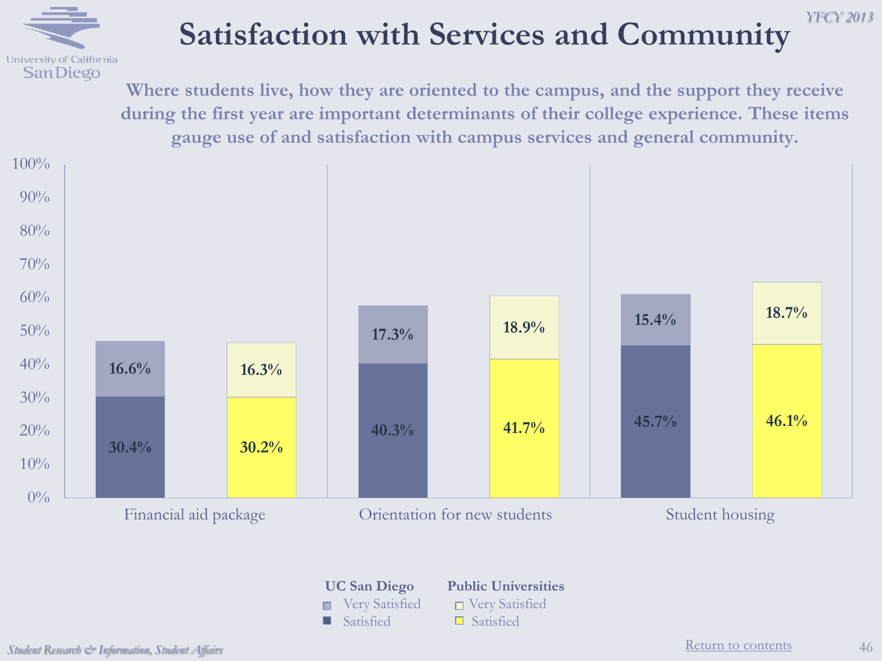# Satisfaction with Services and Community

**Where students live, how they are oriented to the campus, and the support they receive during the first year are important determinants of their college experience. These items gauge use of and satisfaction with campus services and general community.**

| | UC San Diego Very Satisfied | UC San Diego Satisfied | Public Universities Very Satisfied | Public Universities Satisfied |
|---|---|---|---|---|
| Financial aid package | 16.6% | 30.4% | 16.3% | 30.2% |
| Orientation for new students | 17.3% | 40.3% | 18.9% | 41.7% |
| Student housing | 15.4% | 45.7% | 18.7% | 46.1% |

*Student Research & Information, Student Affairs*

Return to contents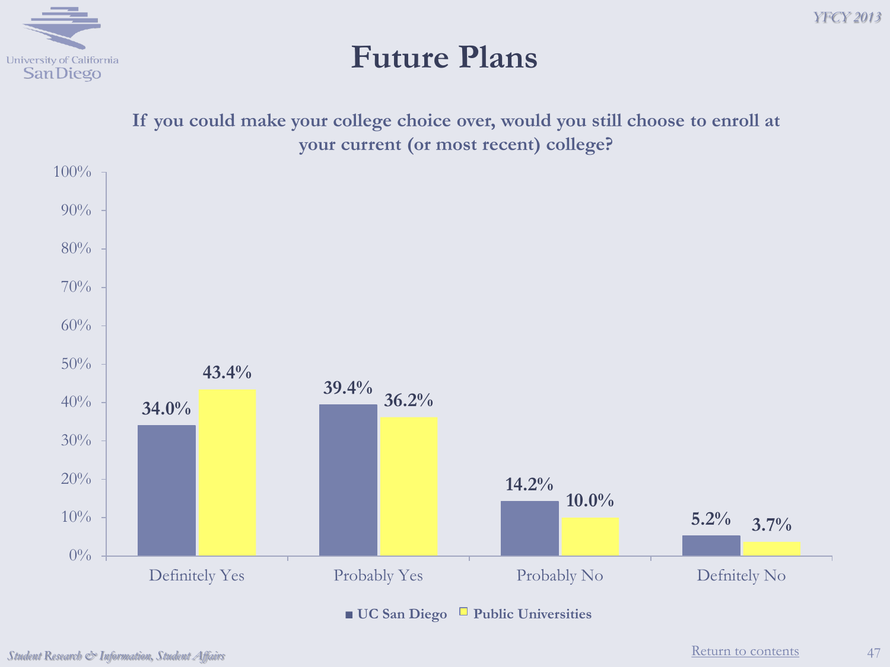# Future Plans

**If you could make your college choice over, would you still choose to enroll at your current (or most recent) college?**

| | UC San Diego | Public Universities |
|---|---|---|
| Definitely Yes | 34.0% | 43.4% |
| Probably Yes | 39.4% | 36.2% |
| Probably No | 14.2% | 10.0% |
| Defnitely No | 5.2% | 3.7% |

Return to contents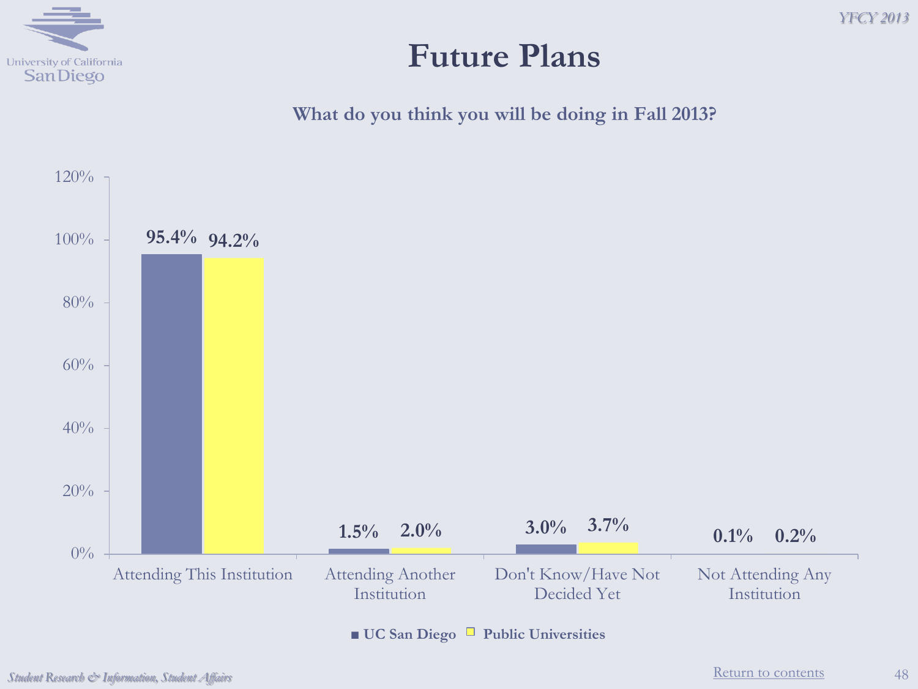# Future Plans

**What do you think you will be doing in Fall 2013?**

| | UC San Diego | Public Universities |
|---|---|---|
| Attending This Institution | 95.4% | 94.2% |
| Attending Another Institution | 1.5% | 2.0% |
| Don't Know/Have Not Decided Yet | 3.0% | 3.7% |
| Not Attending Any Institution | 0.1% | 0.2% |

Return to contents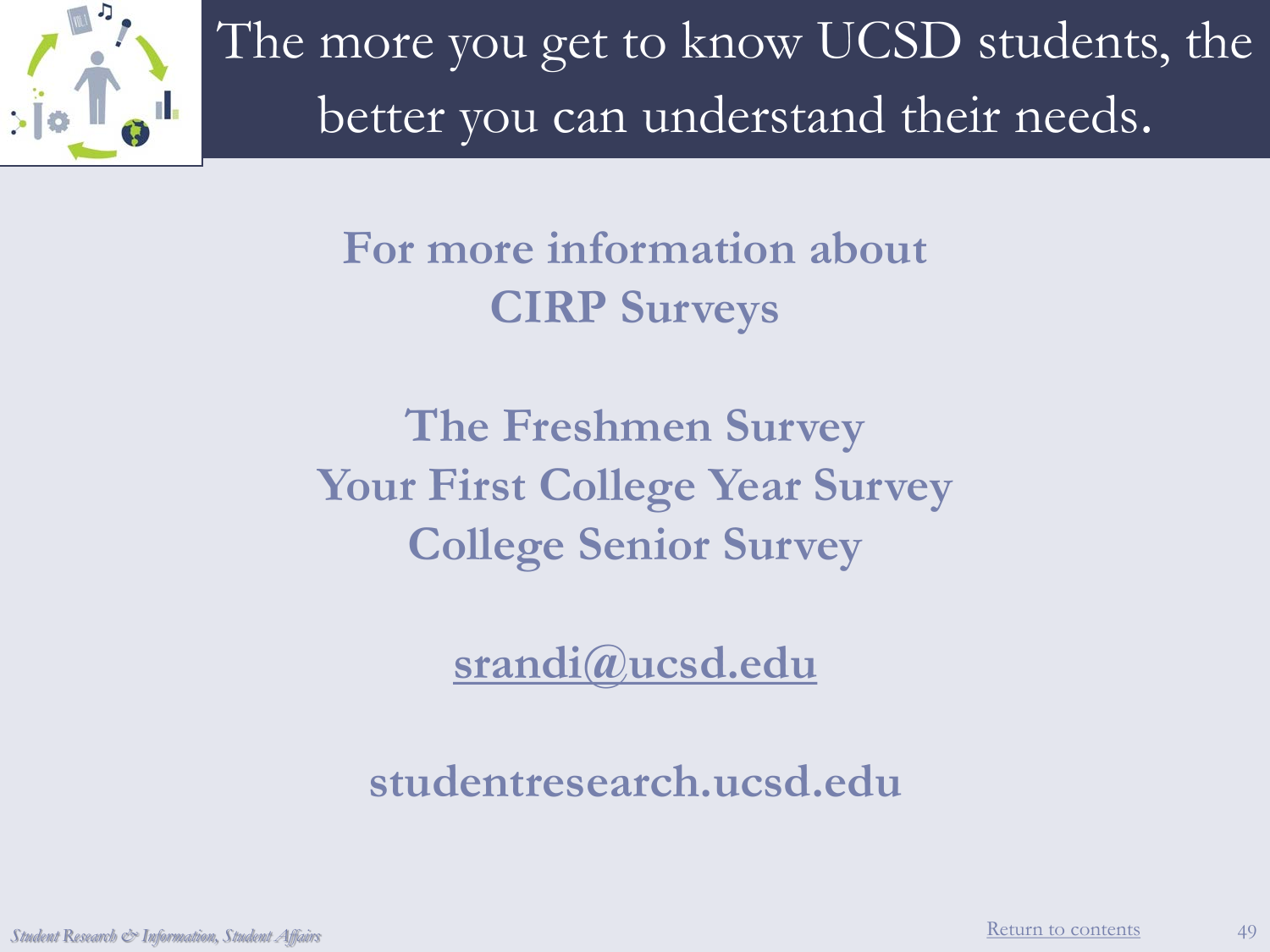# The more you get to know UCSD students, the better you can understand their needs.

**For more information about CIRP Surveys**

**The Freshmen Survey**
**Your First College Year Survey**
**College Senior Survey**

**srandi@ucsd.edu**

**studentresearch.ucsd.edu**

Return to contents